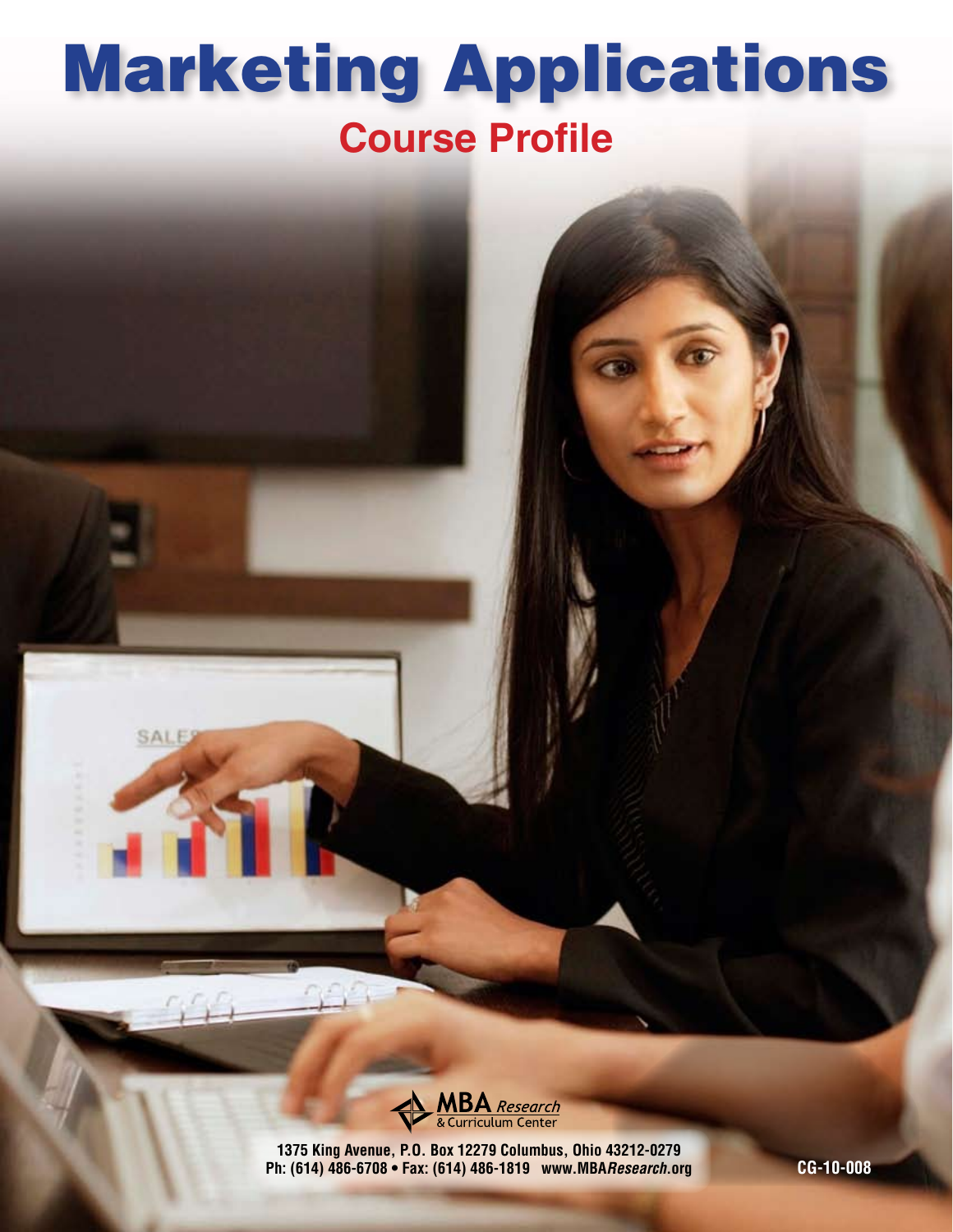# Marketing Applications

## Course Profile

MBA Research & Curriculum Center

1375 King Avenue, P.O. Box 12279 Columbus, Ohio 43212-0279
Ph: (614) 486-6708 • Fax: (614) 486-1819 www.MBAResearch.org

CG-10-008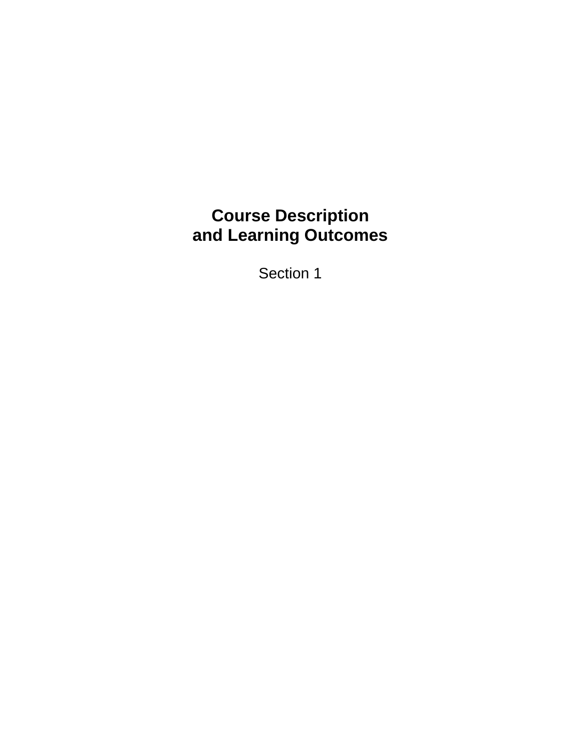# Course Description and Learning Outcomes

Section 1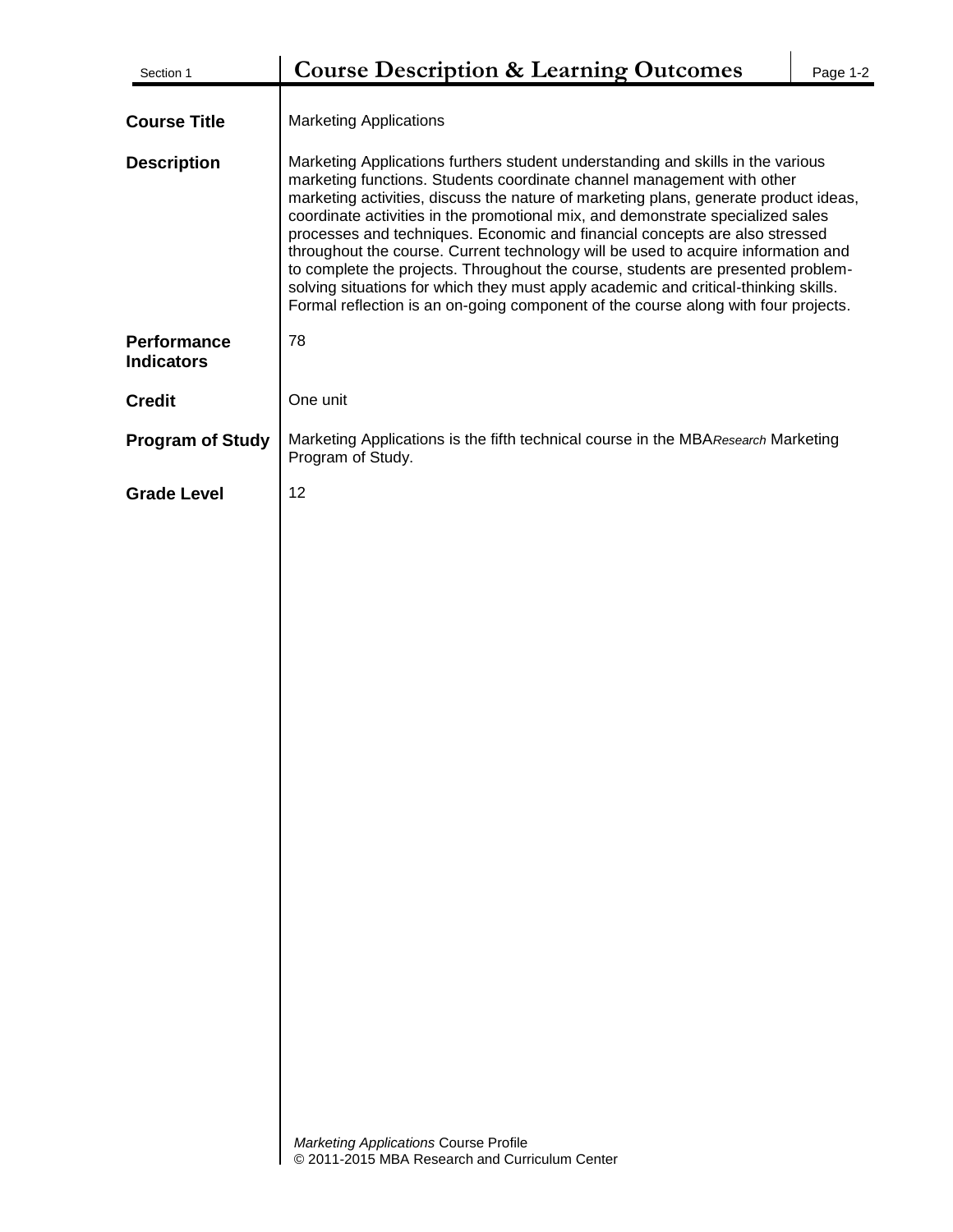# Course Description & Learning Outcomes

**Course Title**

Marketing Applications

**Description**

Marketing Applications furthers student understanding and skills in the various marketing functions. Students coordinate channel management with other marketing activities, discuss the nature of marketing plans, generate product ideas, coordinate activities in the promotional mix, and demonstrate specialized sales processes and techniques. Economic and financial concepts are also stressed throughout the course. Current technology will be used to acquire information and to complete the projects. Throughout the course, students are presented problem-solving situations for which they must apply academic and critical-thinking skills. Formal reflection is an on-going component of the course along with four projects.

**Performance Indicators**

78

**Credit**

One unit

**Program of Study**

Marketing Applications is the fifth technical course in the MBA*Research* Marketing Program of Study.

**Grade Level**

12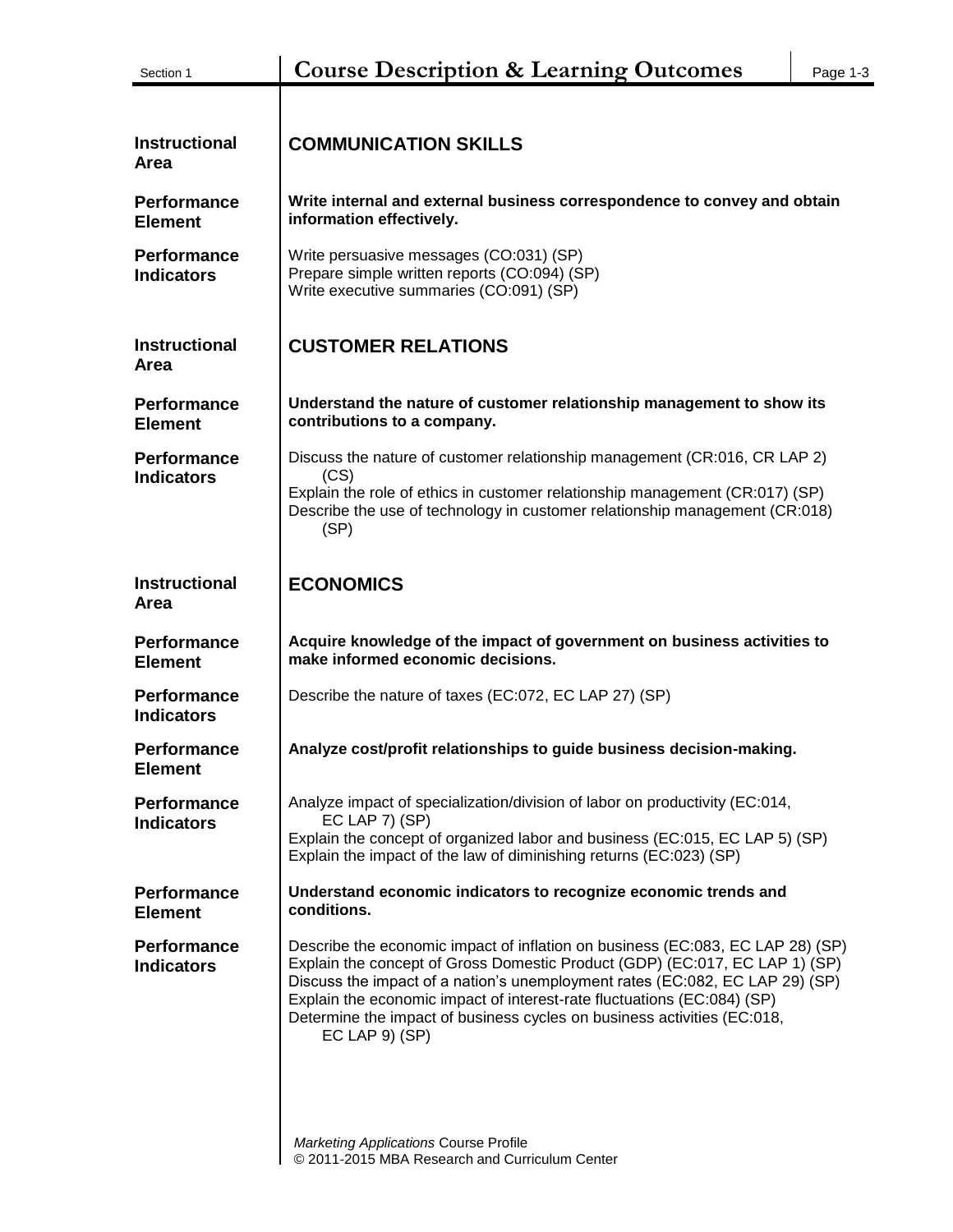**Instructional Area**

## COMMUNICATION SKILLS

**Performance Element**

**Write internal and external business correspondence to convey and obtain information effectively.**

**Performance Indicators**

Write persuasive messages (CO:031) (SP)
Prepare simple written reports (CO:094) (SP)
Write executive summaries (CO:091) (SP)

**Instructional Area**

## CUSTOMER RELATIONS

**Performance Element**

**Understand the nature of customer relationship management to show its contributions to a company.**

**Performance Indicators**

Discuss the nature of customer relationship management (CR:016, CR LAP 2) (CS)
Explain the role of ethics in customer relationship management (CR:017) (SP)
Describe the use of technology in customer relationship management (CR:018) (SP)

**Instructional Area**

## ECONOMICS

**Performance Element**

**Acquire knowledge of the impact of government on business activities to make informed economic decisions.**

**Performance Indicators**

Describe the nature of taxes (EC:072, EC LAP 27) (SP)

**Performance Element**

**Analyze cost/profit relationships to guide business decision-making.**

**Performance Indicators**

Analyze impact of specialization/division of labor on productivity (EC:014, EC LAP 7) (SP)
Explain the concept of organized labor and business (EC:015, EC LAP 5) (SP)
Explain the impact of the law of diminishing returns (EC:023) (SP)

**Performance Element**

**Understand economic indicators to recognize economic trends and conditions.**

**Performance Indicators**

Describe the economic impact of inflation on business (EC:083, EC LAP 28) (SP)
Explain the concept of Gross Domestic Product (GDP) (EC:017, EC LAP 1) (SP)
Discuss the impact of a nation's unemployment rates (EC:082, EC LAP 29) (SP)
Explain the economic impact of interest-rate fluctuations (EC:084) (SP)
Determine the impact of business cycles on business activities (EC:018, EC LAP 9) (SP)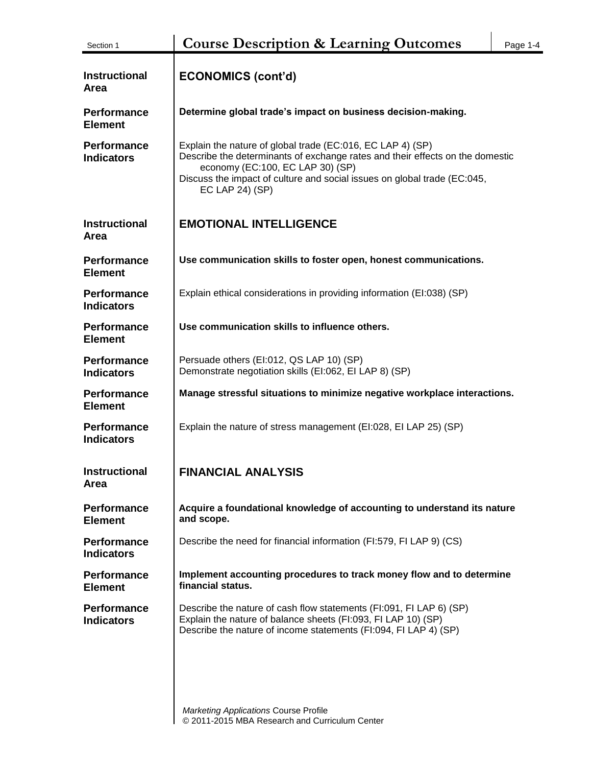**Instructional Area** — **ECONOMICS (cont'd)**

**Performance Element** — **Determine global trade's impact on business decision-making.**

**Performance Indicators**

- Explain the nature of global trade (EC:016, EC LAP 4) (SP)
- Describe the determinants of exchange rates and their effects on the domestic economy (EC:100, EC LAP 30) (SP)
- Discuss the impact of culture and social issues on global trade (EC:045, EC LAP 24) (SP)

**Instructional Area** — **EMOTIONAL INTELLIGENCE**

**Performance Element** — **Use communication skills to foster open, honest communications.**

**Performance Indicators**

- Explain ethical considerations in providing information (EI:038) (SP)

**Performance Element** — **Use communication skills to influence others.**

**Performance Indicators**

- Persuade others (EI:012, QS LAP 10) (SP)
- Demonstrate negotiation skills (EI:062, EI LAP 8) (SP)

**Performance Element** — **Manage stressful situations to minimize negative workplace interactions.**

**Performance Indicators**

- Explain the nature of stress management (EI:028, EI LAP 25) (SP)

**Instructional Area** — **FINANCIAL ANALYSIS**

**Performance Element** — **Acquire a foundational knowledge of accounting to understand its nature and scope.**

**Performance Indicators**

- Describe the need for financial information (FI:579, FI LAP 9) (CS)

**Performance Element** — **Implement accounting procedures to track money flow and to determine financial status.**

**Performance Indicators**

- Describe the nature of cash flow statements (FI:091, FI LAP 6) (SP)
- Explain the nature of balance sheets (FI:093, FI LAP 10) (SP)
- Describe the nature of income statements (FI:094, FI LAP 4) (SP)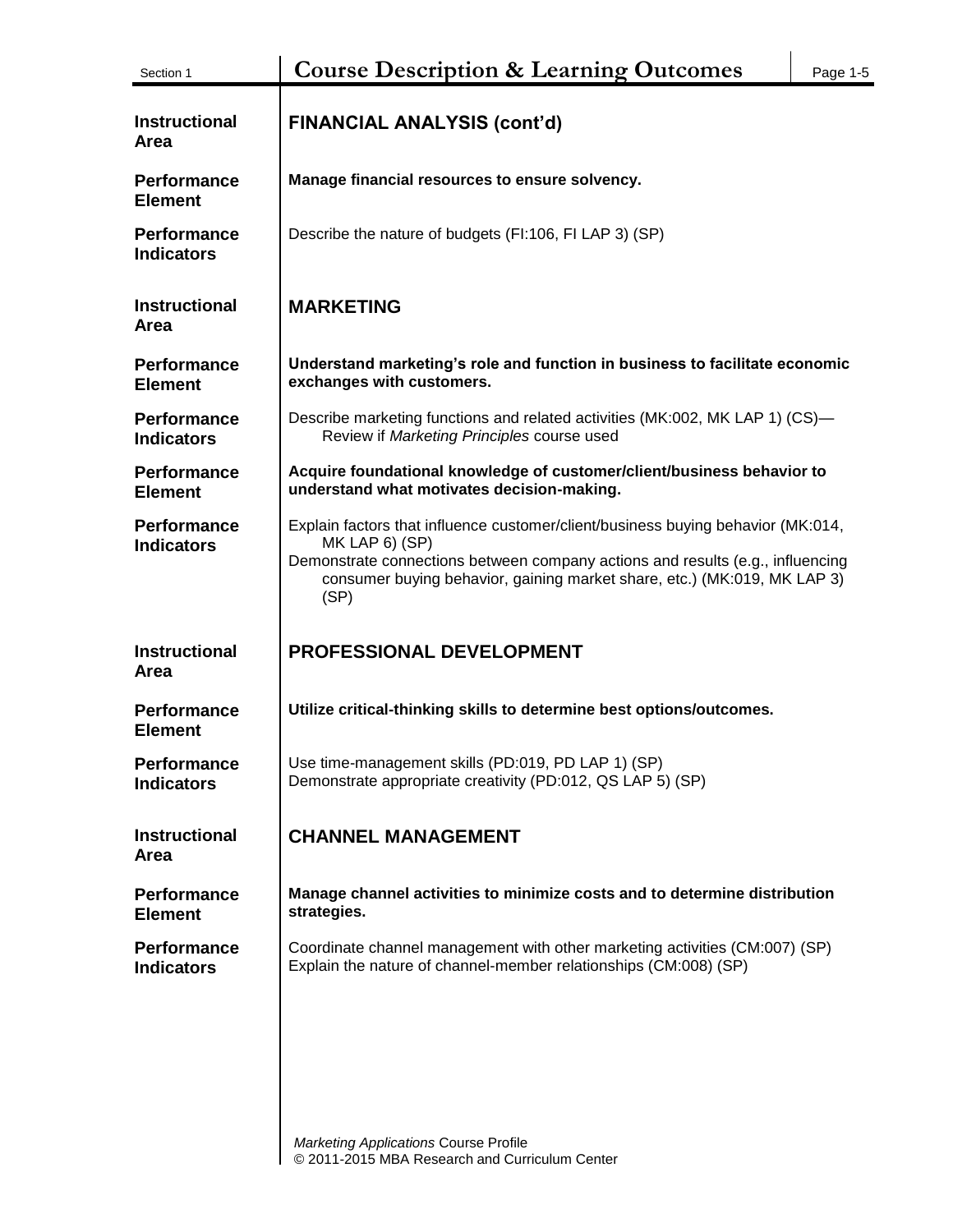**Instructional Area**

## FINANCIAL ANALYSIS (cont'd)

**Performance Element**

**Manage financial resources to ensure solvency.**

**Performance Indicators**

Describe the nature of budgets (FI:106, FI LAP 3) (SP)

**Instructional Area**

## MARKETING

**Performance Element**

**Understand marketing's role and function in business to facilitate economic exchanges with customers.**

**Performance Indicators**

Describe marketing functions and related activities (MK:002, MK LAP 1) (CS)—Review if *Marketing Principles* course used

**Performance Element**

**Acquire foundational knowledge of customer/client/business behavior to understand what motivates decision-making.**

**Performance Indicators**

Explain factors that influence customer/client/business buying behavior (MK:014, MK LAP 6) (SP)
Demonstrate connections between company actions and results (e.g., influencing consumer buying behavior, gaining market share, etc.) (MK:019, MK LAP 3) (SP)

**Instructional Area**

## PROFESSIONAL DEVELOPMENT

**Performance Element**

**Utilize critical-thinking skills to determine best options/outcomes.**

**Performance Indicators**

Use time-management skills (PD:019, PD LAP 1) (SP)
Demonstrate appropriate creativity (PD:012, QS LAP 5) (SP)

**Instructional Area**

## CHANNEL MANAGEMENT

**Performance Element**

**Manage channel activities to minimize costs and to determine distribution strategies.**

**Performance Indicators**

Coordinate channel management with other marketing activities (CM:007) (SP)
Explain the nature of channel-member relationships (CM:008) (SP)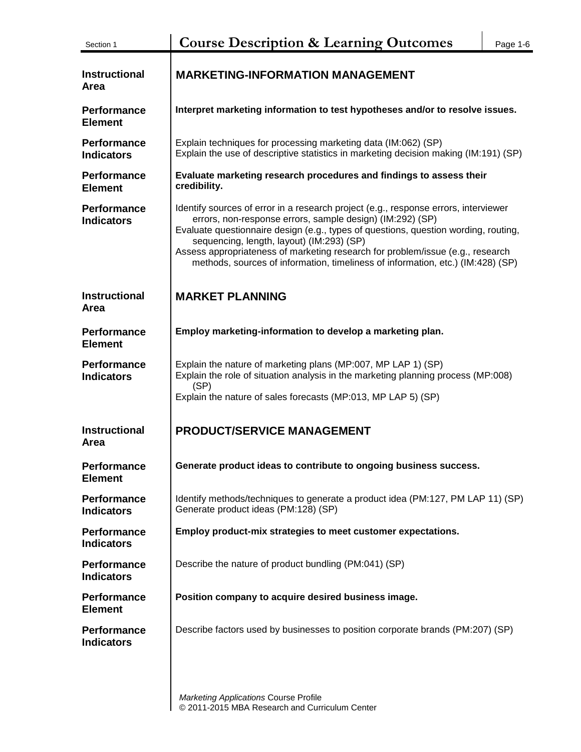| | |
|---|---|
| **Instructional Area** | **MARKETING-INFORMATION MANAGEMENT** |
| **Performance Element** | **Interpret marketing information to test hypotheses and/or to resolve issues.** |
| **Performance Indicators** | Explain techniques for processing marketing data (IM:062) (SP)<br>Explain the use of descriptive statistics in marketing decision making (IM:191) (SP) |
| **Performance Element** | **Evaluate marketing research procedures and findings to assess their credibility.** |
| **Performance Indicators** | Identify sources of error in a research project (e.g., response errors, interviewer errors, non-response errors, sample design) (IM:292) (SP)<br>Evaluate questionnaire design (e.g., types of questions, question wording, routing, sequencing, length, layout) (IM:293) (SP)<br>Assess appropriateness of marketing research for problem/issue (e.g., research methods, sources of information, timeliness of information, etc.) (IM:428) (SP) |
| **Instructional Area** | **MARKET PLANNING** |
| **Performance Element** | **Employ marketing-information to develop a marketing plan.** |
| **Performance Indicators** | Explain the nature of marketing plans (MP:007, MP LAP 1) (SP)<br>Explain the role of situation analysis in the marketing planning process (MP:008) (SP)<br>Explain the nature of sales forecasts (MP:013, MP LAP 5) (SP) |
| **Instructional Area** | **PRODUCT/SERVICE MANAGEMENT** |
| **Performance Element** | **Generate product ideas to contribute to ongoing business success.** |
| **Performance Indicators** | Identify methods/techniques to generate a product idea (PM:127, PM LAP 11) (SP)<br>Generate product ideas (PM:128) (SP) |
| **Performance Indicators** | **Employ product-mix strategies to meet customer expectations.** |
| **Performance Indicators** | Describe the nature of product bundling (PM:041) (SP) |
| **Performance Element** | **Position company to acquire desired business image.** |
| **Performance Indicators** | Describe factors used by businesses to position corporate brands (PM:207) (SP) |

*Marketing Applications* Course Profile
© 2011-2015 MBA Research and Curriculum Center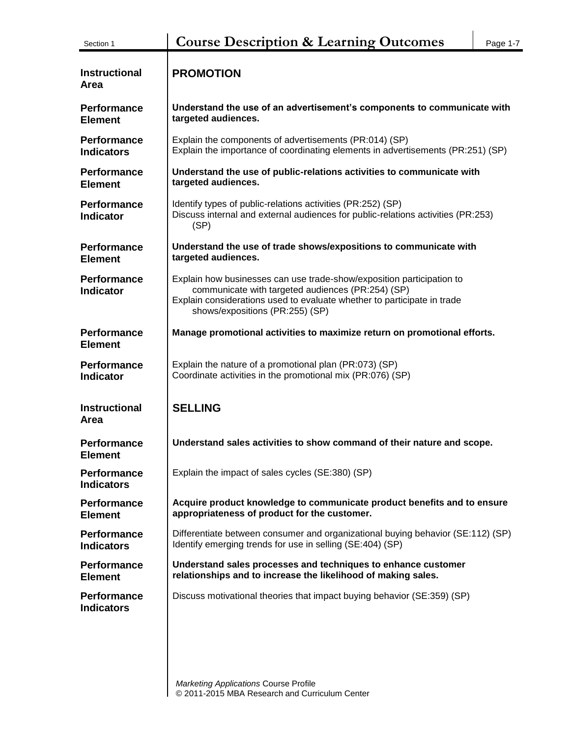**Instructional Area**

## PROMOTION

**Performance Element**

**Understand the use of an advertisement's components to communicate with targeted audiences.**

**Performance Indicators**

Explain the components of advertisements (PR:014) (SP)
Explain the importance of coordinating elements in advertisements (PR:251) (SP)

**Performance Element**

**Understand the use of public-relations activities to communicate with targeted audiences.**

**Performance Indicator**

Identify types of public-relations activities (PR:252) (SP)
Discuss internal and external audiences for public-relations activities (PR:253) (SP)

**Performance Element**

**Understand the use of trade shows/expositions to communicate with targeted audiences.**

**Performance Indicator**

Explain how businesses can use trade-show/exposition participation to communicate with targeted audiences (PR:254) (SP)
Explain considerations used to evaluate whether to participate in trade shows/expositions (PR:255) (SP)

**Performance Element**

**Manage promotional activities to maximize return on promotional efforts.**

**Performance Indicator**

Explain the nature of a promotional plan (PR:073) (SP)
Coordinate activities in the promotional mix (PR:076) (SP)

**Instructional Area**

## SELLING

**Performance Element**

**Understand sales activities to show command of their nature and scope.**

**Performance Indicators**

Explain the impact of sales cycles (SE:380) (SP)

**Performance Element**

**Acquire product knowledge to communicate product benefits and to ensure appropriateness of product for the customer.**

**Performance Indicators**

Differentiate between consumer and organizational buying behavior (SE:112) (SP)
Identify emerging trends for use in selling (SE:404) (SP)

**Performance Element**

**Understand sales processes and techniques to enhance customer relationships and to increase the likelihood of making sales.**

**Performance Indicators**

Discuss motivational theories that impact buying behavior (SE:359) (SP)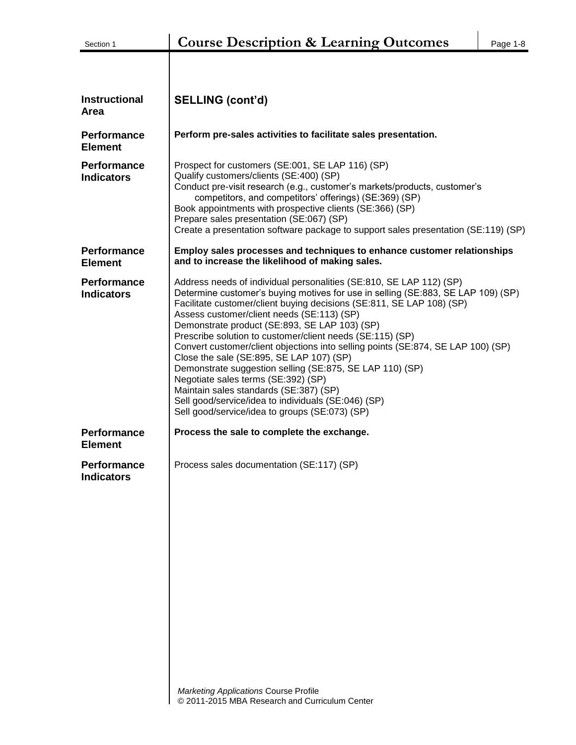| | |
|---|---|
| **Instructional Area** | **SELLING (cont'd)** |
| **Performance Element** | **Perform pre-sales activities to facilitate sales presentation.** |
| **Performance Indicators** | Prospect for customers (SE:001, SE LAP 116) (SP)<br>Qualify customers/clients (SE:400) (SP)<br>Conduct pre-visit research (e.g., customer's markets/products, customer's competitors, and competitors' offerings) (SE:369) (SP)<br>Book appointments with prospective clients (SE:366) (SP)<br>Prepare sales presentation (SE:067) (SP)<br>Create a presentation software package to support sales presentation (SE:119) (SP) |
| **Performance Element** | **Employ sales processes and techniques to enhance customer relationships and to increase the likelihood of making sales.** |
| **Performance Indicators** | Address needs of individual personalities (SE:810, SE LAP 112) (SP)<br>Determine customer's buying motives for use in selling (SE:883, SE LAP 109) (SP)<br>Facilitate customer/client buying decisions (SE:811, SE LAP 108) (SP)<br>Assess customer/client needs (SE:113) (SP)<br>Demonstrate product (SE:893, SE LAP 103) (SP)<br>Prescribe solution to customer/client needs (SE:115) (SP)<br>Convert customer/client objections into selling points (SE:874, SE LAP 100) (SP)<br>Close the sale (SE:895, SE LAP 107) (SP)<br>Demonstrate suggestion selling (SE:875, SE LAP 110) (SP)<br>Negotiate sales terms (SE:392) (SP)<br>Maintain sales standards (SE:387) (SP)<br>Sell good/service/idea to individuals (SE:046) (SP)<br>Sell good/service/idea to groups (SE:073) (SP) |
| **Performance Element** | **Process the sale to complete the exchange.** |
| **Performance Indicators** | Process sales documentation (SE:117) (SP) |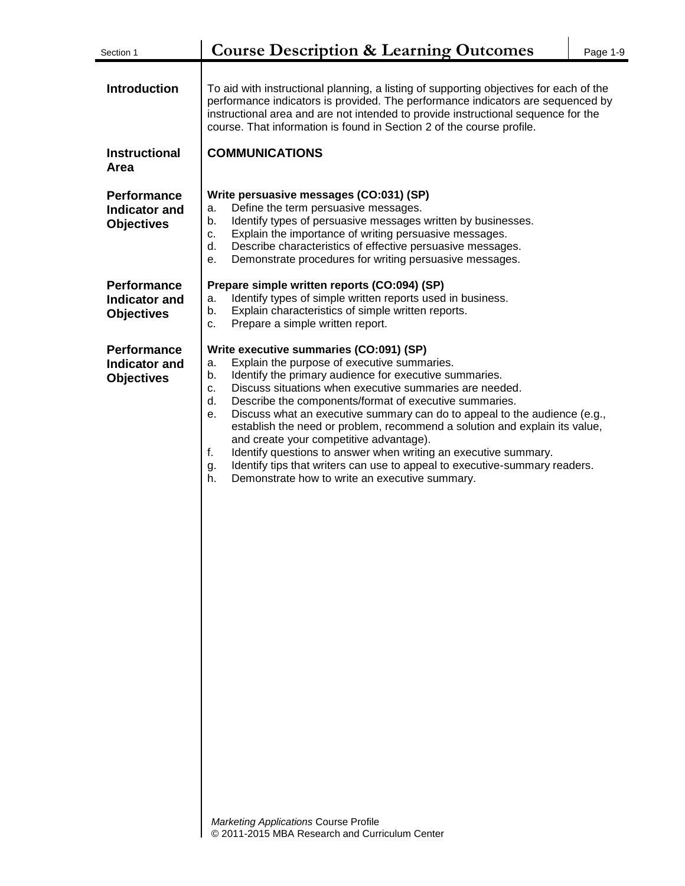**Introduction**

To aid with instructional planning, a listing of supporting objectives for each of the performance indicators is provided. The performance indicators are sequenced by instructional area and are not intended to provide instructional sequence for the course. That information is found in Section 2 of the course profile.

**Instructional Area**

## COMMUNICATIONS

**Performance Indicator and Objectives**

**Write persuasive messages (CO:031) (SP)**

a. Define the term persuasive messages.
b. Identify types of persuasive messages written by businesses.
c. Explain the importance of writing persuasive messages.
d. Describe characteristics of effective persuasive messages.
e. Demonstrate procedures for writing persuasive messages.

**Performance Indicator and Objectives**

**Prepare simple written reports (CO:094) (SP)**

a. Identify types of simple written reports used in business.
b. Explain characteristics of simple written reports.
c. Prepare a simple written report.

**Performance Indicator and Objectives**

**Write executive summaries (CO:091) (SP)**

a. Explain the purpose of executive summaries.
b. Identify the primary audience for executive summaries.
c. Discuss situations when executive summaries are needed.
d. Describe the components/format of executive summaries.
e. Discuss what an executive summary can do to appeal to the audience (e.g., establish the need or problem, recommend a solution and explain its value, and create your competitive advantage).
f. Identify questions to answer when writing an executive summary.
g. Identify tips that writers can use to appeal to executive-summary readers.
h. Demonstrate how to write an executive summary.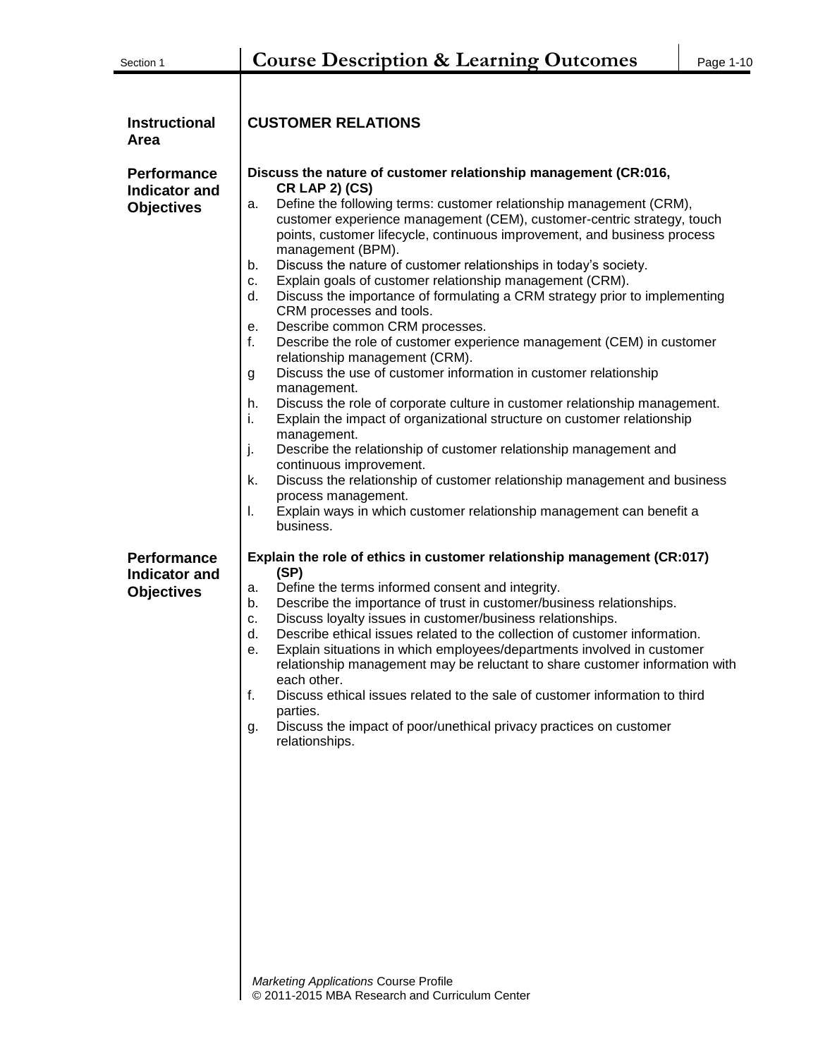**Instructional Area**

## CUSTOMER RELATIONS

**Performance Indicator and Objectives**

**Discuss the nature of customer relationship management (CR:016, CR LAP 2) (CS)**

a. Define the following terms: customer relationship management (CRM), customer experience management (CEM), customer-centric strategy, touch points, customer lifecycle, continuous improvement, and business process management (BPM).
b. Discuss the nature of customer relationships in today's society.
c. Explain goals of customer relationship management (CRM).
d. Discuss the importance of formulating a CRM strategy prior to implementing CRM processes and tools.
e. Describe common CRM processes.
f. Describe the role of customer experience management (CEM) in customer relationship management (CRM).
g Discuss the use of customer information in customer relationship management.
h. Discuss the role of corporate culture in customer relationship management.
i. Explain the impact of organizational structure on customer relationship management.
j. Describe the relationship of customer relationship management and continuous improvement.
k. Discuss the relationship of customer relationship management and business process management.
l. Explain ways in which customer relationship management can benefit a business.

**Performance Indicator and Objectives**

**Explain the role of ethics in customer relationship management (CR:017) (SP)**

a. Define the terms informed consent and integrity.
b. Describe the importance of trust in customer/business relationships.
c. Discuss loyalty issues in customer/business relationships.
d. Describe ethical issues related to the collection of customer information.
e. Explain situations in which employees/departments involved in customer relationship management may be reluctant to share customer information with each other.
f. Discuss ethical issues related to the sale of customer information to third parties.
g. Discuss the impact of poor/unethical privacy practices on customer relationships.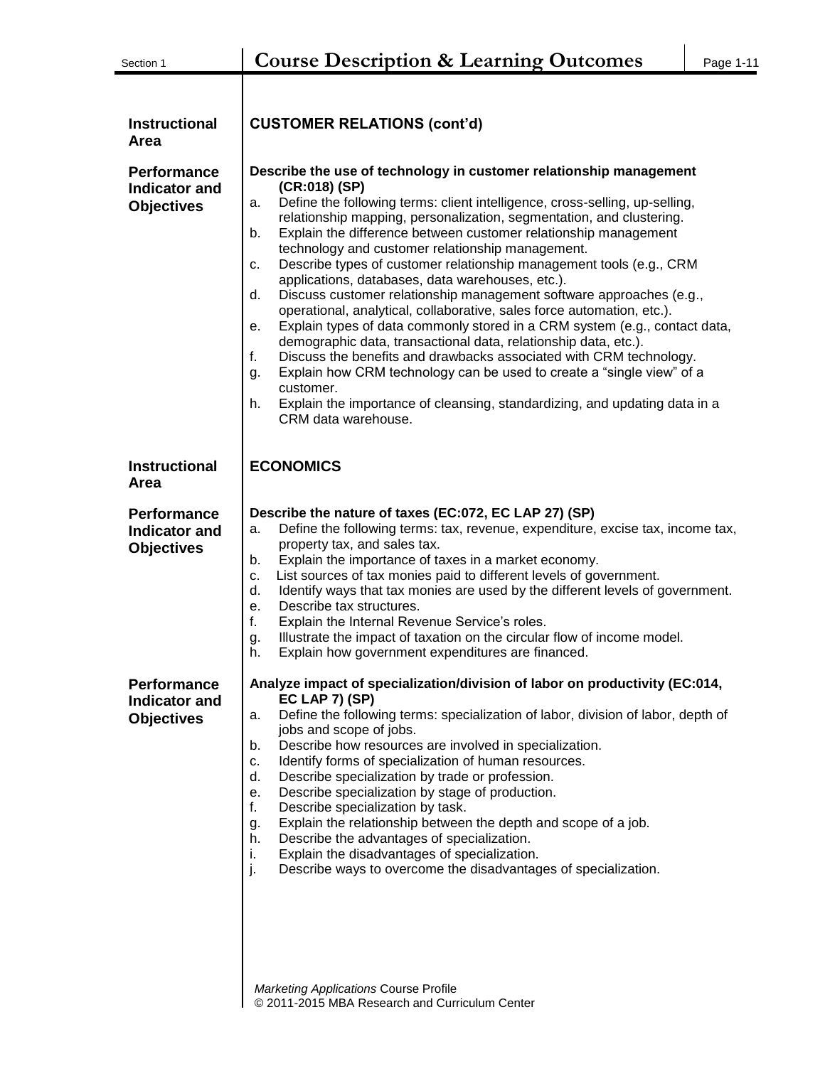**Instructional Area**

## CUSTOMER RELATIONS (cont'd)

**Performance Indicator and Objectives**

**Describe the use of technology in customer relationship management (CR:018) (SP)**

a. Define the following terms: client intelligence, cross-selling, up-selling, relationship mapping, personalization, segmentation, and clustering.
b. Explain the difference between customer relationship management technology and customer relationship management.
c. Describe types of customer relationship management tools (e.g., CRM applications, databases, data warehouses, etc.).
d. Discuss customer relationship management software approaches (e.g., operational, analytical, collaborative, sales force automation, etc.).
e. Explain types of data commonly stored in a CRM system (e.g., contact data, demographic data, transactional data, relationship data, etc.).
f. Discuss the benefits and drawbacks associated with CRM technology.
g. Explain how CRM technology can be used to create a "single view" of a customer.
h. Explain the importance of cleansing, standardizing, and updating data in a CRM data warehouse.

**Instructional Area**

## ECONOMICS

**Performance Indicator and Objectives**

**Describe the nature of taxes (EC:072, EC LAP 27) (SP)**

a. Define the following terms: tax, revenue, expenditure, excise tax, income tax, property tax, and sales tax.
b. Explain the importance of taxes in a market economy.
c. List sources of tax monies paid to different levels of government.
d. Identify ways that tax monies are used by the different levels of government.
e. Describe tax structures.
f. Explain the Internal Revenue Service's roles.
g. Illustrate the impact of taxation on the circular flow of income model.
h. Explain how government expenditures are financed.

**Performance Indicator and Objectives**

**Analyze impact of specialization/division of labor on productivity (EC:014, EC LAP 7) (SP)**

a. Define the following terms: specialization of labor, division of labor, depth of jobs and scope of jobs.
b. Describe how resources are involved in specialization.
c. Identify forms of specialization of human resources.
d. Describe specialization by trade or profession.
e. Describe specialization by stage of production.
f. Describe specialization by task.
g. Explain the relationship between the depth and scope of a job.
h. Describe the advantages of specialization.
i. Explain the disadvantages of specialization.
j. Describe ways to overcome the disadvantages of specialization.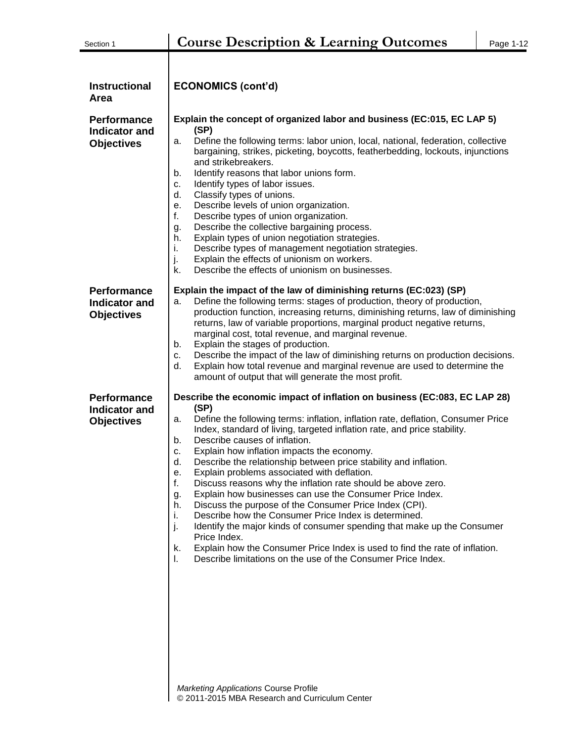**Instructional Area**

## ECONOMICS (cont'd)

**Performance Indicator and Objectives**

**Explain the concept of organized labor and business (EC:015, EC LAP 5) (SP)**

a. Define the following terms: labor union, local, national, federation, collective bargaining, strikes, picketing, boycotts, featherbedding, lockouts, injunctions and strikebreakers.
b. Identify reasons that labor unions form.
c. Identify types of labor issues.
d. Classify types of unions.
e. Describe levels of union organization.
f. Describe types of union organization.
g. Describe the collective bargaining process.
h. Explain types of union negotiation strategies.
i. Describe types of management negotiation strategies.
j. Explain the effects of unionism on workers.
k. Describe the effects of unionism on businesses.

**Performance Indicator and Objectives**

**Explain the impact of the law of diminishing returns (EC:023) (SP)**

a. Define the following terms: stages of production, theory of production, production function, increasing returns, diminishing returns, law of diminishing returns, law of variable proportions, marginal product negative returns, marginal cost, total revenue, and marginal revenue.
b. Explain the stages of production.
c. Describe the impact of the law of diminishing returns on production decisions.
d. Explain how total revenue and marginal revenue are used to determine the amount of output that will generate the most profit.

**Performance Indicator and Objectives**

**Describe the economic impact of inflation on business (EC:083, EC LAP 28) (SP)**

a. Define the following terms: inflation, inflation rate, deflation, Consumer Price Index, standard of living, targeted inflation rate, and price stability.
b. Describe causes of inflation.
c. Explain how inflation impacts the economy.
d. Describe the relationship between price stability and inflation.
e. Explain problems associated with deflation.
f. Discuss reasons why the inflation rate should be above zero.
g. Explain how businesses can use the Consumer Price Index.
h. Discuss the purpose of the Consumer Price Index (CPI).
i. Describe how the Consumer Price Index is determined.
j. Identify the major kinds of consumer spending that make up the Consumer Price Index.
k. Explain how the Consumer Price Index is used to find the rate of inflation.
l. Describe limitations on the use of the Consumer Price Index.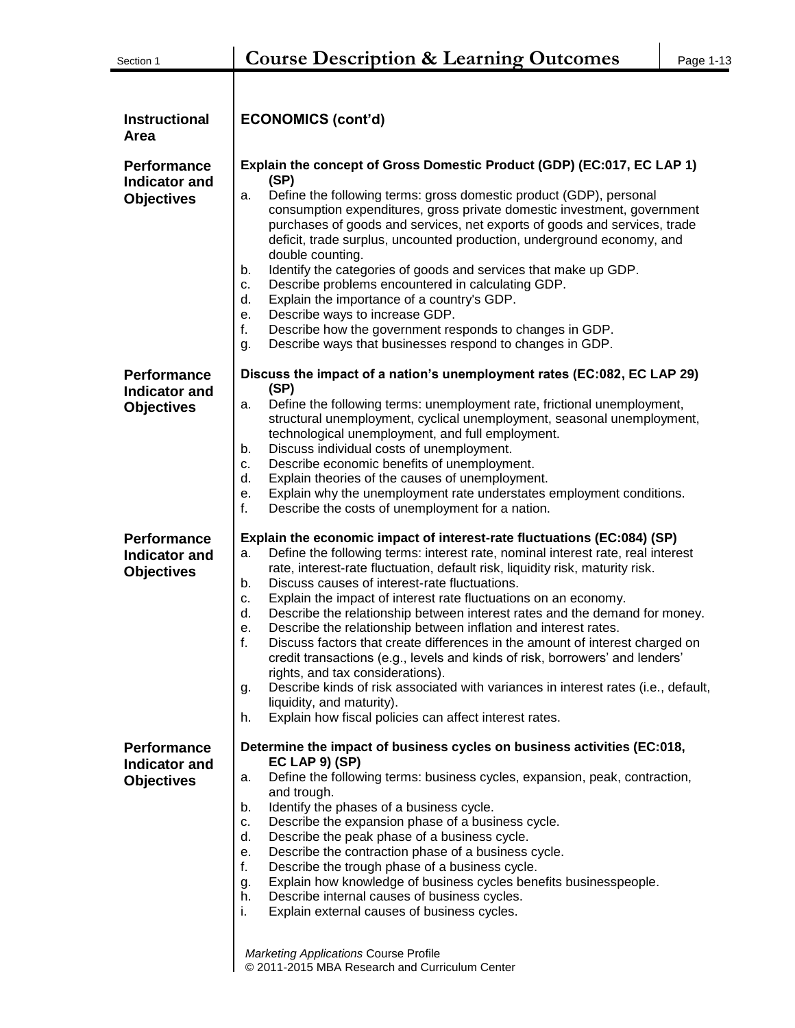**Instructional Area**

## ECONOMICS (cont'd)

**Performance Indicator and Objectives**

**Explain the concept of Gross Domestic Product (GDP) (EC:017, EC LAP 1) (SP)**

a. Define the following terms: gross domestic product (GDP), personal consumption expenditures, gross private domestic investment, government purchases of goods and services, net exports of goods and services, trade deficit, trade surplus, uncounted production, underground economy, and double counting.
b. Identify the categories of goods and services that make up GDP.
c. Describe problems encountered in calculating GDP.
d. Explain the importance of a country's GDP.
e. Describe ways to increase GDP.
f. Describe how the government responds to changes in GDP.
g. Describe ways that businesses respond to changes in GDP.

**Performance Indicator and Objectives**

**Discuss the impact of a nation's unemployment rates (EC:082, EC LAP 29) (SP)**

a. Define the following terms: unemployment rate, frictional unemployment, structural unemployment, cyclical unemployment, seasonal unemployment, technological unemployment, and full employment.
b. Discuss individual costs of unemployment.
c. Describe economic benefits of unemployment.
d. Explain theories of the causes of unemployment.
e. Explain why the unemployment rate understates employment conditions.
f. Describe the costs of unemployment for a nation.

**Performance Indicator and Objectives**

**Explain the economic impact of interest-rate fluctuations (EC:084) (SP)**

a. Define the following terms: interest rate, nominal interest rate, real interest rate, interest-rate fluctuation, default risk, liquidity risk, maturity risk.
b. Discuss causes of interest-rate fluctuations.
c. Explain the impact of interest rate fluctuations on an economy.
d. Describe the relationship between interest rates and the demand for money.
e. Describe the relationship between inflation and interest rates.
f. Discuss factors that create differences in the amount of interest charged on credit transactions (e.g., levels and kinds of risk, borrowers' and lenders' rights, and tax considerations).
g. Describe kinds of risk associated with variances in interest rates (i.e., default, liquidity, and maturity).
h. Explain how fiscal policies can affect interest rates.

**Performance Indicator and Objectives**

**Determine the impact of business cycles on business activities (EC:018, EC LAP 9) (SP)**

a. Define the following terms: business cycles, expansion, peak, contraction, and trough.
b. Identify the phases of a business cycle.
c. Describe the expansion phase of a business cycle.
d. Describe the peak phase of a business cycle.
e. Describe the contraction phase of a business cycle.
f. Describe the trough phase of a business cycle.
g. Explain how knowledge of business cycles benefits businesspeople.
h. Describe internal causes of business cycles.
i. Explain external causes of business cycles.

*Marketing Applications* Course Profile
© 2011-2015 MBA Research and Curriculum Center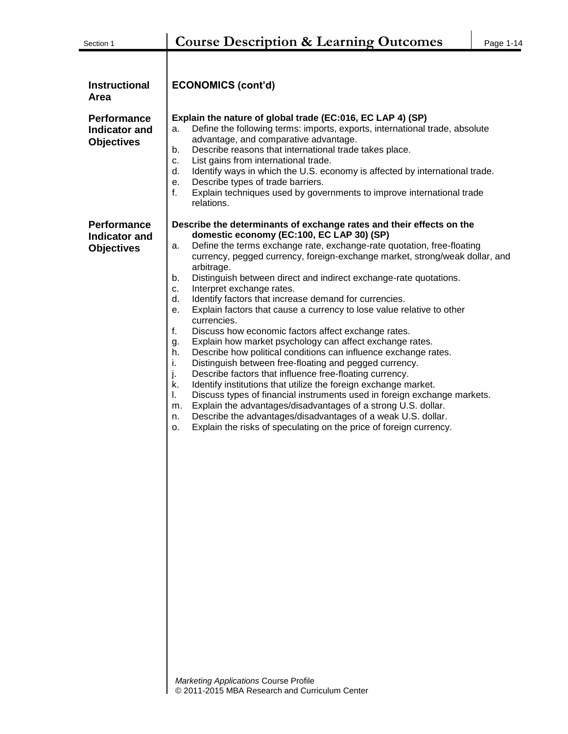**Instructional Area**

**ECONOMICS (cont'd)**

**Performance Indicator and Objectives**

**Explain the nature of global trade (EC:016, EC LAP 4) (SP)**

a. Define the following terms: imports, exports, international trade, absolute advantage, and comparative advantage.
b. Describe reasons that international trade takes place.
c. List gains from international trade.
d. Identify ways in which the U.S. economy is affected by international trade.
e. Describe types of trade barriers.
f. Explain techniques used by governments to improve international trade relations.

**Performance Indicator and Objectives**

**Describe the determinants of exchange rates and their effects on the domestic economy (EC:100, EC LAP 30) (SP)**

a. Define the terms exchange rate, exchange-rate quotation, free-floating currency, pegged currency, foreign-exchange market, strong/weak dollar, and arbitrage.
b. Distinguish between direct and indirect exchange-rate quotations.
c. Interpret exchange rates.
d. Identify factors that increase demand for currencies.
e. Explain factors that cause a currency to lose value relative to other currencies.
f. Discuss how economic factors affect exchange rates.
g. Explain how market psychology can affect exchange rates.
h. Describe how political conditions can influence exchange rates.
i. Distinguish between free-floating and pegged currency.
j. Describe factors that influence free-floating currency.
k. Identify institutions that utilize the foreign exchange market.
l. Discuss types of financial instruments used in foreign exchange markets.
m. Explain the advantages/disadvantages of a strong U.S. dollar.
n. Describe the advantages/disadvantages of a weak U.S. dollar.
o. Explain the risks of speculating on the price of foreign currency.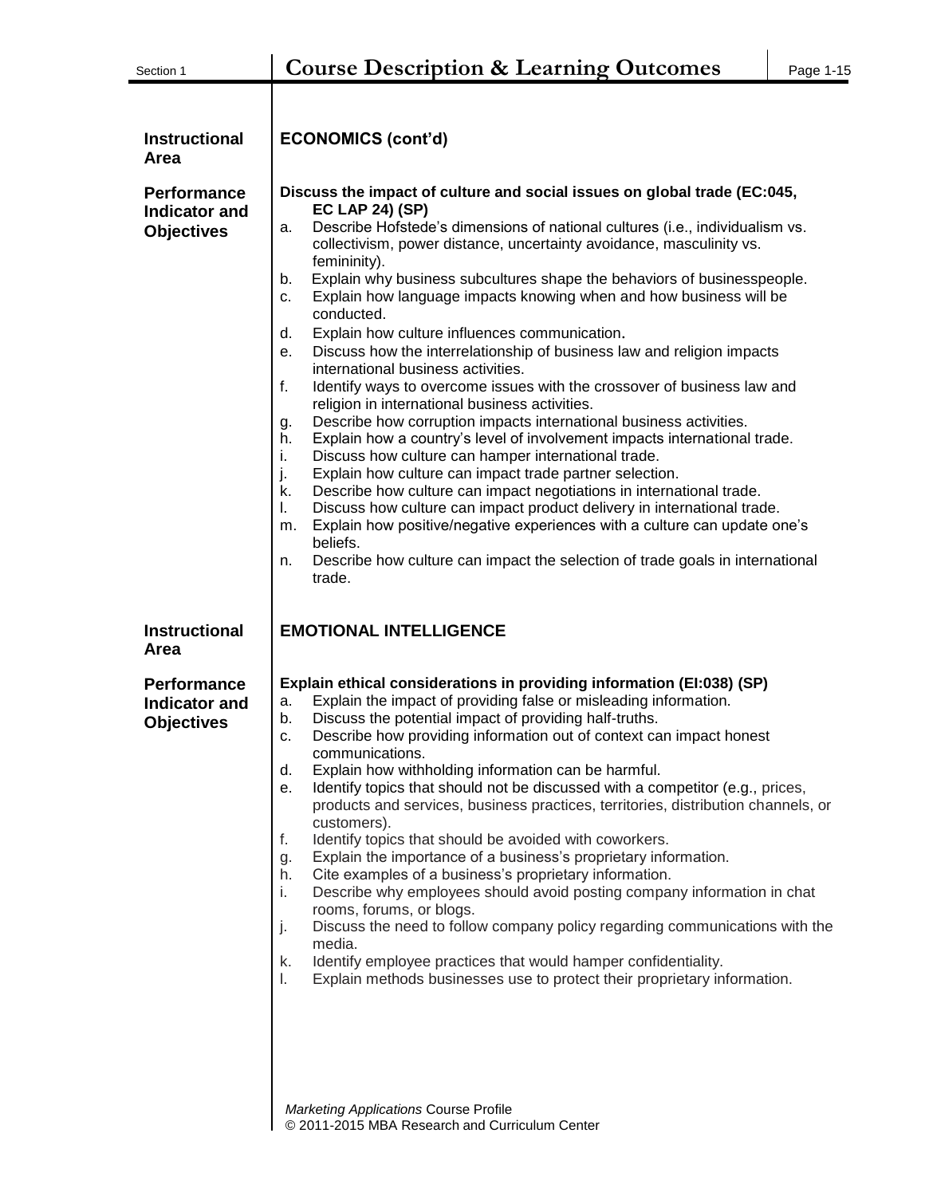**Instructional Area**

**ECONOMICS (cont'd)**

**Performance Indicator and Objectives**

**Discuss the impact of culture and social issues on global trade (EC:045, EC LAP 24) (SP)**

a. Describe Hofstede's dimensions of national cultures (i.e., individualism vs. collectivism, power distance, uncertainty avoidance, masculinity vs. femininity).
b. Explain why business subcultures shape the behaviors of businesspeople.
c. Explain how language impacts knowing when and how business will be conducted.
d. Explain how culture influences communication.
e. Discuss how the interrelationship of business law and religion impacts international business activities.
f. Identify ways to overcome issues with the crossover of business law and religion in international business activities.
g. Describe how corruption impacts international business activities.
h. Explain how a country's level of involvement impacts international trade.
i. Discuss how culture can hamper international trade.
j. Explain how culture can impact trade partner selection.
k. Describe how culture can impact negotiations in international trade.
l. Discuss how culture can impact product delivery in international trade.
m. Explain how positive/negative experiences with a culture can update one's beliefs.
n. Describe how culture can impact the selection of trade goals in international trade.

**Instructional Area**

**EMOTIONAL INTELLIGENCE**

**Performance Indicator and Objectives**

**Explain ethical considerations in providing information (EI:038) (SP)**

a. Explain the impact of providing false or misleading information.
b. Discuss the potential impact of providing half-truths.
c. Describe how providing information out of context can impact honest communications.
d. Explain how withholding information can be harmful.
e. Identify topics that should not be discussed with a competitor (e.g., prices, products and services, business practices, territories, distribution channels, or customers).
f. Identify topics that should be avoided with coworkers.
g. Explain the importance of a business's proprietary information.
h. Cite examples of a business's proprietary information.
i. Describe why employees should avoid posting company information in chat rooms, forums, or blogs.
j. Discuss the need to follow company policy regarding communications with the media.
k. Identify employee practices that would hamper confidentiality.
l. Explain methods businesses use to protect their proprietary information.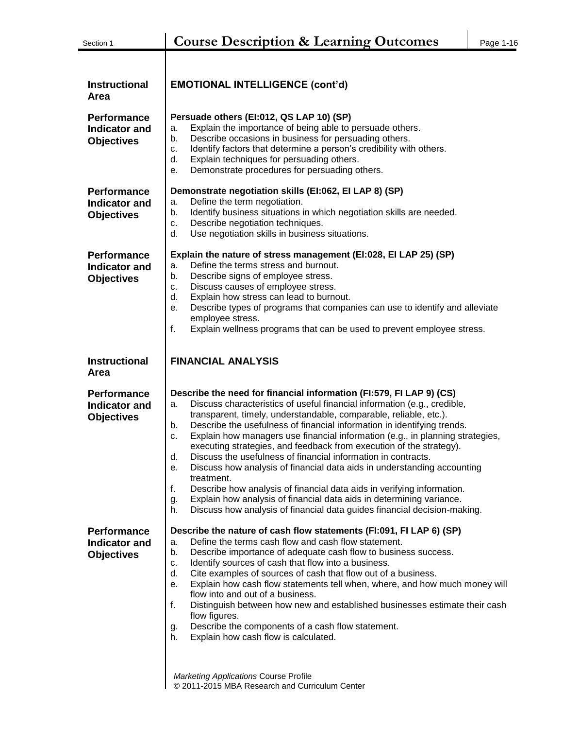**Instructional Area**

## EMOTIONAL INTELLIGENCE (cont'd)

**Performance Indicator and Objectives**

**Persuade others (EI:012, QS LAP 10) (SP)**

a. Explain the importance of being able to persuade others.
b. Describe occasions in business for persuading others.
c. Identify factors that determine a person's credibility with others.
d. Explain techniques for persuading others.
e. Demonstrate procedures for persuading others.

**Performance Indicator and Objectives**

**Demonstrate negotiation skills (EI:062, EI LAP 8) (SP)**

a. Define the term negotiation.
b. Identify business situations in which negotiation skills are needed.
c. Describe negotiation techniques.
d. Use negotiation skills in business situations.

**Performance Indicator and Objectives**

**Explain the nature of stress management (EI:028, EI LAP 25) (SP)**

a. Define the terms stress and burnout.
b. Describe signs of employee stress.
c. Discuss causes of employee stress.
d. Explain how stress can lead to burnout.
e. Describe types of programs that companies can use to identify and alleviate employee stress.
f. Explain wellness programs that can be used to prevent employee stress.

**Instructional Area**

## FINANCIAL ANALYSIS

**Performance Indicator and Objectives**

**Describe the need for financial information (FI:579, FI LAP 9) (CS)**

a. Discuss characteristics of useful financial information (e.g., credible, transparent, timely, understandable, comparable, reliable, etc.).
b. Describe the usefulness of financial information in identifying trends.
c. Explain how managers use financial information (e.g., in planning strategies, executing strategies, and feedback from execution of the strategy).
d. Discuss the usefulness of financial information in contracts.
e. Discuss how analysis of financial data aids in understanding accounting treatment.
f. Describe how analysis of financial data aids in verifying information.
g. Explain how analysis of financial data aids in determining variance.
h. Discuss how analysis of financial data guides financial decision-making.

**Performance Indicator and Objectives**

**Describe the nature of cash flow statements (FI:091, FI LAP 6) (SP)**

a. Define the terms cash flow and cash flow statement.
b. Describe importance of adequate cash flow to business success.
c. Identify sources of cash that flow into a business.
d. Cite examples of sources of cash that flow out of a business.
e. Explain how cash flow statements tell when, where, and how much money will flow into and out of a business.
f. Distinguish between how new and established businesses estimate their cash flow figures.
g. Describe the components of a cash flow statement.
h. Explain how cash flow is calculated.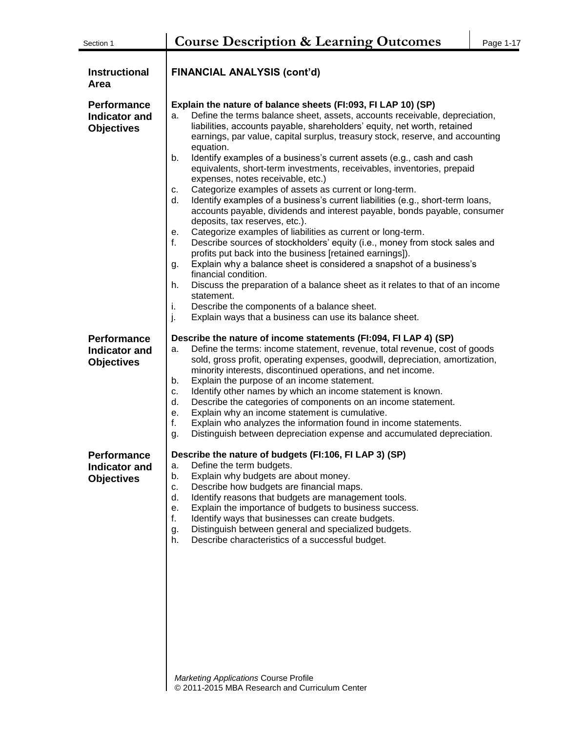**Instructional Area**

## FINANCIAL ANALYSIS (cont'd)

**Performance Indicator and Objectives**

**Explain the nature of balance sheets (FI:093, FI LAP 10) (SP)**

a. Define the terms balance sheet, assets, accounts receivable, depreciation, liabilities, accounts payable, shareholders' equity, net worth, retained earnings, par value, capital surplus, treasury stock, reserve, and accounting equation.
b. Identify examples of a business's current assets (e.g., cash and cash equivalents, short-term investments, receivables, inventories, prepaid expenses, notes receivable, etc.)
c. Categorize examples of assets as current or long-term.
d. Identify examples of a business's current liabilities (e.g., short-term loans, accounts payable, dividends and interest payable, bonds payable, consumer deposits, tax reserves, etc.).
e. Categorize examples of liabilities as current or long-term.
f. Describe sources of stockholders' equity (i.e., money from stock sales and profits put back into the business [retained earnings]).
g. Explain why a balance sheet is considered a snapshot of a business's financial condition.
h. Discuss the preparation of a balance sheet as it relates to that of an income statement.
i. Describe the components of a balance sheet.
j. Explain ways that a business can use its balance sheet.

**Performance Indicator and Objectives**

**Describe the nature of income statements (FI:094, FI LAP 4) (SP)**

a. Define the terms: income statement, revenue, total revenue, cost of goods sold, gross profit, operating expenses, goodwill, depreciation, amortization, minority interests, discontinued operations, and net income.
b. Explain the purpose of an income statement.
c. Identify other names by which an income statement is known.
d. Describe the categories of components on an income statement.
e. Explain why an income statement is cumulative.
f. Explain who analyzes the information found in income statements.
g. Distinguish between depreciation expense and accumulated depreciation.

**Performance Indicator and Objectives**

**Describe the nature of budgets (FI:106, FI LAP 3) (SP)**

a. Define the term budgets.
b. Explain why budgets are about money.
c. Describe how budgets are financial maps.
d. Identify reasons that budgets are management tools.
e. Explain the importance of budgets to business success.
f. Identify ways that businesses can create budgets.
g. Distinguish between general and specialized budgets.
h. Describe characteristics of a successful budget.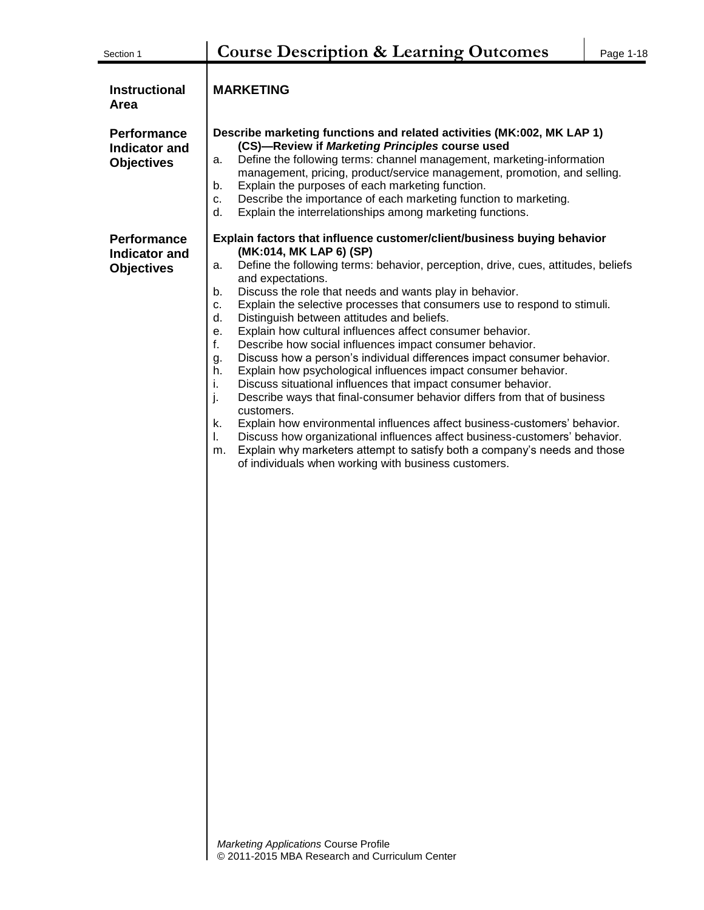**Instructional Area**

## MARKETING

**Performance Indicator and Objectives**

**Describe marketing functions and related activities (MK:002, MK LAP 1) (CS)—Review if *Marketing Principles* course used**

a. Define the following terms: channel management, marketing-information management, pricing, product/service management, promotion, and selling.
b. Explain the purposes of each marketing function.
c. Describe the importance of each marketing function to marketing.
d. Explain the interrelationships among marketing functions.

**Performance Indicator and Objectives**

**Explain factors that influence customer/client/business buying behavior (MK:014, MK LAP 6) (SP)**

a. Define the following terms: behavior, perception, drive, cues, attitudes, beliefs and expectations.
b. Discuss the role that needs and wants play in behavior.
c. Explain the selective processes that consumers use to respond to stimuli.
d. Distinguish between attitudes and beliefs.
e. Explain how cultural influences affect consumer behavior.
f. Describe how social influences impact consumer behavior.
g. Discuss how a person's individual differences impact consumer behavior.
h. Explain how psychological influences impact consumer behavior.
i. Discuss situational influences that impact consumer behavior.
j. Describe ways that final-consumer behavior differs from that of business customers.
k. Explain how environmental influences affect business-customers' behavior.
l. Discuss how organizational influences affect business-customers' behavior.
m. Explain why marketers attempt to satisfy both a company's needs and those of individuals when working with business customers.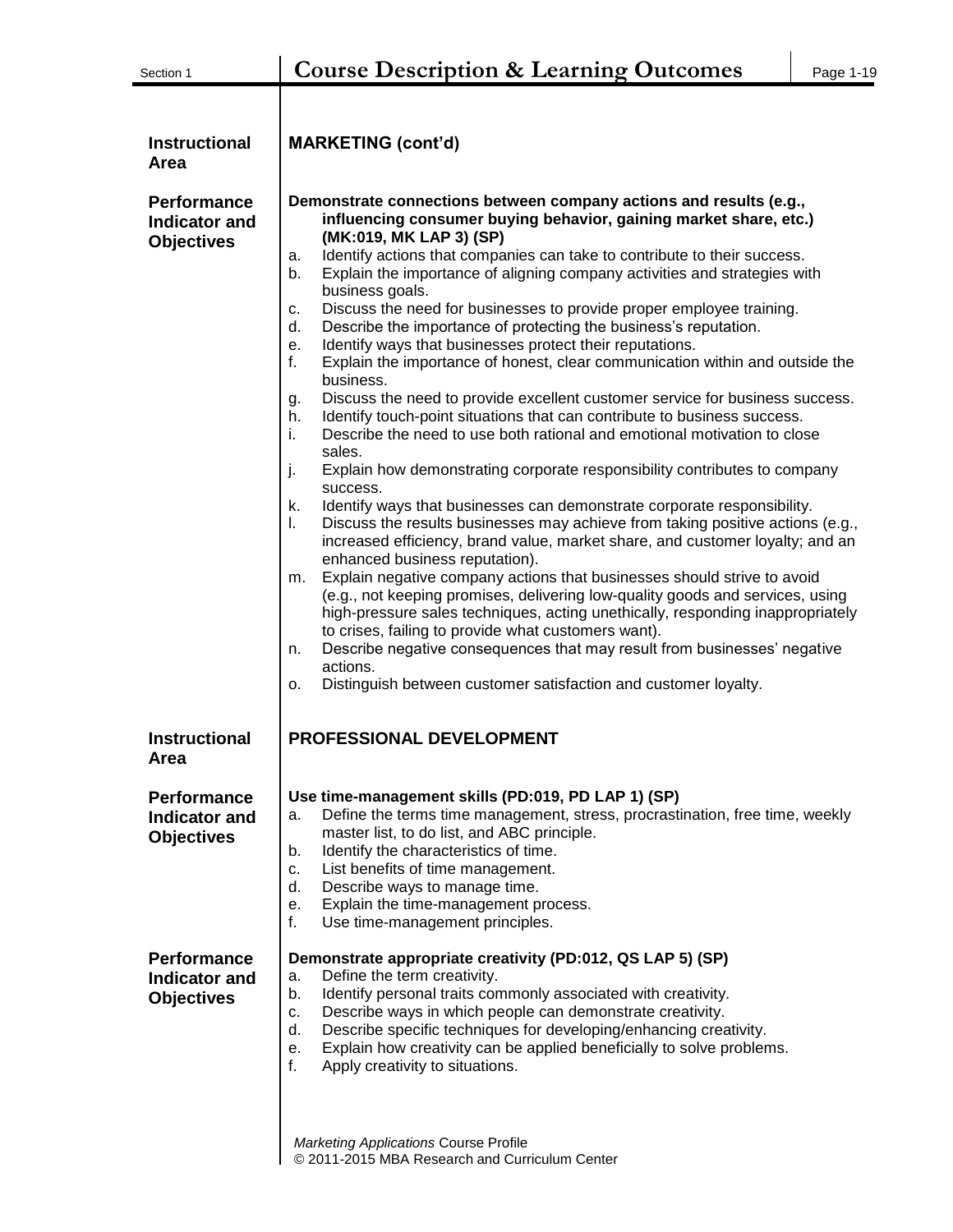**Instructional Area**

**MARKETING (cont'd)**

**Performance Indicator and Objectives**

**Demonstrate connections between company actions and results (e.g., influencing consumer buying behavior, gaining market share, etc.) (MK:019, MK LAP 3) (SP)**

a. Identify actions that companies can take to contribute to their success.
b. Explain the importance of aligning company activities and strategies with business goals.
c. Discuss the need for businesses to provide proper employee training.
d. Describe the importance of protecting the business's reputation.
e. Identify ways that businesses protect their reputations.
f. Explain the importance of honest, clear communication within and outside the business.
g. Discuss the need to provide excellent customer service for business success.
h. Identify touch-point situations that can contribute to business success.
i. Describe the need to use both rational and emotional motivation to close sales.
j. Explain how demonstrating corporate responsibility contributes to company success.
k. Identify ways that businesses can demonstrate corporate responsibility.
l. Discuss the results businesses may achieve from taking positive actions (e.g., increased efficiency, brand value, market share, and customer loyalty; and an enhanced business reputation).
m. Explain negative company actions that businesses should strive to avoid (e.g., not keeping promises, delivering low-quality goods and services, using high-pressure sales techniques, acting unethically, responding inappropriately to crises, failing to provide what customers want).
n. Describe negative consequences that may result from businesses' negative actions.
o. Distinguish between customer satisfaction and customer loyalty.

**Instructional Area**

**PROFESSIONAL DEVELOPMENT**

**Performance Indicator and Objectives**

**Use time-management skills (PD:019, PD LAP 1) (SP)**

a. Define the terms time management, stress, procrastination, free time, weekly master list, to do list, and ABC principle.
b. Identify the characteristics of time.
c. List benefits of time management.
d. Describe ways to manage time.
e. Explain the time-management process.
f. Use time-management principles.

**Performance Indicator and Objectives**

**Demonstrate appropriate creativity (PD:012, QS LAP 5) (SP)**

a. Define the term creativity.
b. Identify personal traits commonly associated with creativity.
c. Describe ways in which people can demonstrate creativity.
d. Describe specific techniques for developing/enhancing creativity.
e. Explain how creativity can be applied beneficially to solve problems.
f. Apply creativity to situations.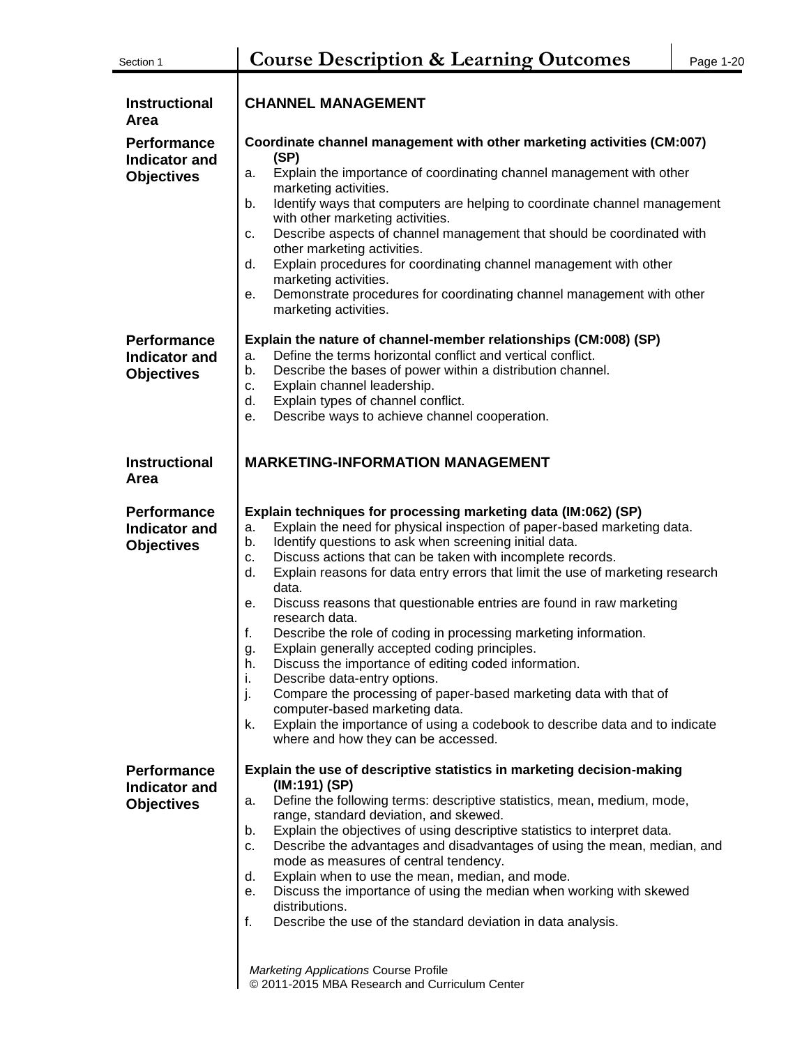**Instructional Area**

## CHANNEL MANAGEMENT

**Performance Indicator and Objectives**

**Coordinate channel management with other marketing activities (CM:007) (SP)**

a. Explain the importance of coordinating channel management with other marketing activities.
b. Identify ways that computers are helping to coordinate channel management with other marketing activities.
c. Describe aspects of channel management that should be coordinated with other marketing activities.
d. Explain procedures for coordinating channel management with other marketing activities.
e. Demonstrate procedures for coordinating channel management with other marketing activities.

**Performance Indicator and Objectives**

**Explain the nature of channel-member relationships (CM:008) (SP)**

a. Define the terms horizontal conflict and vertical conflict.
b. Describe the bases of power within a distribution channel.
c. Explain channel leadership.
d. Explain types of channel conflict.
e. Describe ways to achieve channel cooperation.

**Instructional Area**

## MARKETING-INFORMATION MANAGEMENT

**Performance Indicator and Objectives**

**Explain techniques for processing marketing data (IM:062) (SP)**

a. Explain the need for physical inspection of paper-based marketing data.
b. Identify questions to ask when screening initial data.
c. Discuss actions that can be taken with incomplete records.
d. Explain reasons for data entry errors that limit the use of marketing research data.
e. Discuss reasons that questionable entries are found in raw marketing research data.
f. Describe the role of coding in processing marketing information.
g. Explain generally accepted coding principles.
h. Discuss the importance of editing coded information.
i. Describe data-entry options.
j. Compare the processing of paper-based marketing data with that of computer-based marketing data.
k. Explain the importance of using a codebook to describe data and to indicate where and how they can be accessed.

**Performance Indicator and Objectives**

**Explain the use of descriptive statistics in marketing decision-making (IM:191) (SP)**

a. Define the following terms: descriptive statistics, mean, medium, mode, range, standard deviation, and skewed.
b. Explain the objectives of using descriptive statistics to interpret data.
c. Describe the advantages and disadvantages of using the mean, median, and mode as measures of central tendency.
d. Explain when to use the mean, median, and mode.
e. Discuss the importance of using the median when working with skewed distributions.
f. Describe the use of the standard deviation in data analysis.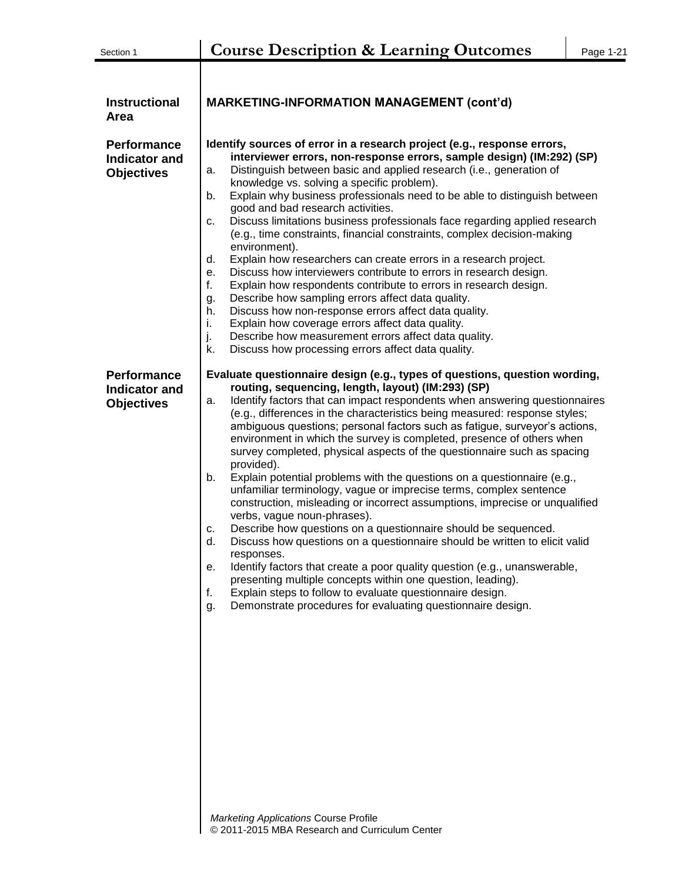**Instructional Area**

**MARKETING-INFORMATION MANAGEMENT (cont'd)**

**Performance Indicator and Objectives**

**Identify sources of error in a research project (e.g., response errors, interviewer errors, non-response errors, sample design) (IM:292) (SP)**

a. Distinguish between basic and applied research (i.e., generation of knowledge vs. solving a specific problem).
b. Explain why business professionals need to be able to distinguish between good and bad research activities.
c. Discuss limitations business professionals face regarding applied research (e.g., time constraints, financial constraints, complex decision-making environment).
d. Explain how researchers can create errors in a research project.
e. Discuss how interviewers contribute to errors in research design.
f. Explain how respondents contribute to errors in research design.
g. Describe how sampling errors affect data quality.
h. Discuss how non-response errors affect data quality.
i. Explain how coverage errors affect data quality.
j. Describe how measurement errors affect data quality.
k. Discuss how processing errors affect data quality.

**Performance Indicator and Objectives**

**Evaluate questionnaire design (e.g., types of questions, question wording, routing, sequencing, length, layout) (IM:293) (SP)**

a. Identify factors that can impact respondents when answering questionnaires (e.g., differences in the characteristics being measured: response styles; ambiguous questions; personal factors such as fatigue, surveyor's actions, environment in which the survey is completed, presence of others when survey completed, physical aspects of the questionnaire such as spacing provided).
b. Explain potential problems with the questions on a questionnaire (e.g., unfamiliar terminology, vague or imprecise terms, complex sentence construction, misleading or incorrect assumptions, imprecise or unqualified verbs, vague noun-phrases).
c. Describe how questions on a questionnaire should be sequenced.
d. Discuss how questions on a questionnaire should be written to elicit valid responses.
e. Identify factors that create a poor quality question (e.g., unanswerable, presenting multiple concepts within one question, leading).
f. Explain steps to follow to evaluate questionnaire design.
g. Demonstrate procedures for evaluating questionnaire design.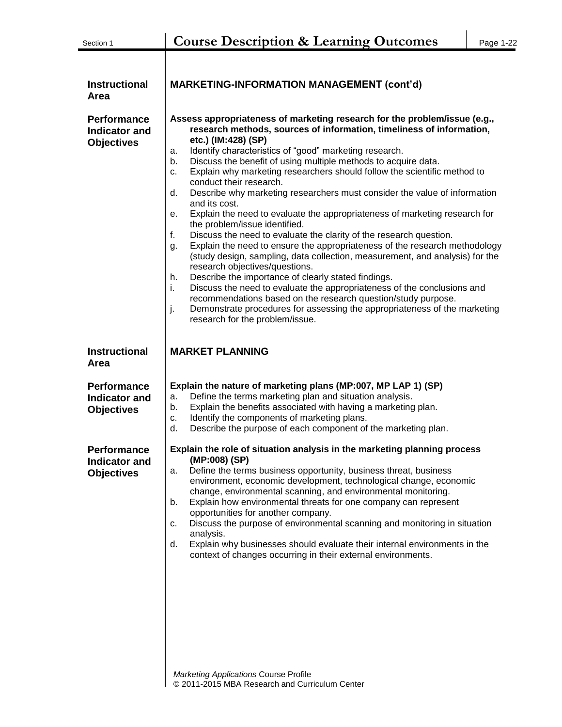**Instructional Area**

## MARKETING-INFORMATION MANAGEMENT (cont'd)

**Performance Indicator and Objectives**

**Assess appropriateness of marketing research for the problem/issue (e.g., research methods, sources of information, timeliness of information, etc.) (IM:428) (SP)**

a. Identify characteristics of "good" marketing research.
b. Discuss the benefit of using multiple methods to acquire data.
c. Explain why marketing researchers should follow the scientific method to conduct their research.
d. Describe why marketing researchers must consider the value of information and its cost.
e. Explain the need to evaluate the appropriateness of marketing research for the problem/issue identified.
f. Discuss the need to evaluate the clarity of the research question.
g. Explain the need to ensure the appropriateness of the research methodology (study design, sampling, data collection, measurement, and analysis) for the research objectives/questions.
h. Describe the importance of clearly stated findings.
i. Discuss the need to evaluate the appropriateness of the conclusions and recommendations based on the research question/study purpose.
j. Demonstrate procedures for assessing the appropriateness of the marketing research for the problem/issue.

**Instructional Area**

## MARKET PLANNING

**Performance Indicator and Objectives**

**Explain the nature of marketing plans (MP:007, MP LAP 1) (SP)**

a. Define the terms marketing plan and situation analysis.
b. Explain the benefits associated with having a marketing plan.
c. Identify the components of marketing plans.
d. Describe the purpose of each component of the marketing plan.

**Performance Indicator and Objectives**

**Explain the role of situation analysis in the marketing planning process (MP:008) (SP)**

a. Define the terms business opportunity, business threat, business environment, economic development, technological change, economic change, environmental scanning, and environmental monitoring.
b. Explain how environmental threats for one company can represent opportunities for another company.
c. Discuss the purpose of environmental scanning and monitoring in situation analysis.
d. Explain why businesses should evaluate their internal environments in the context of changes occurring in their external environments.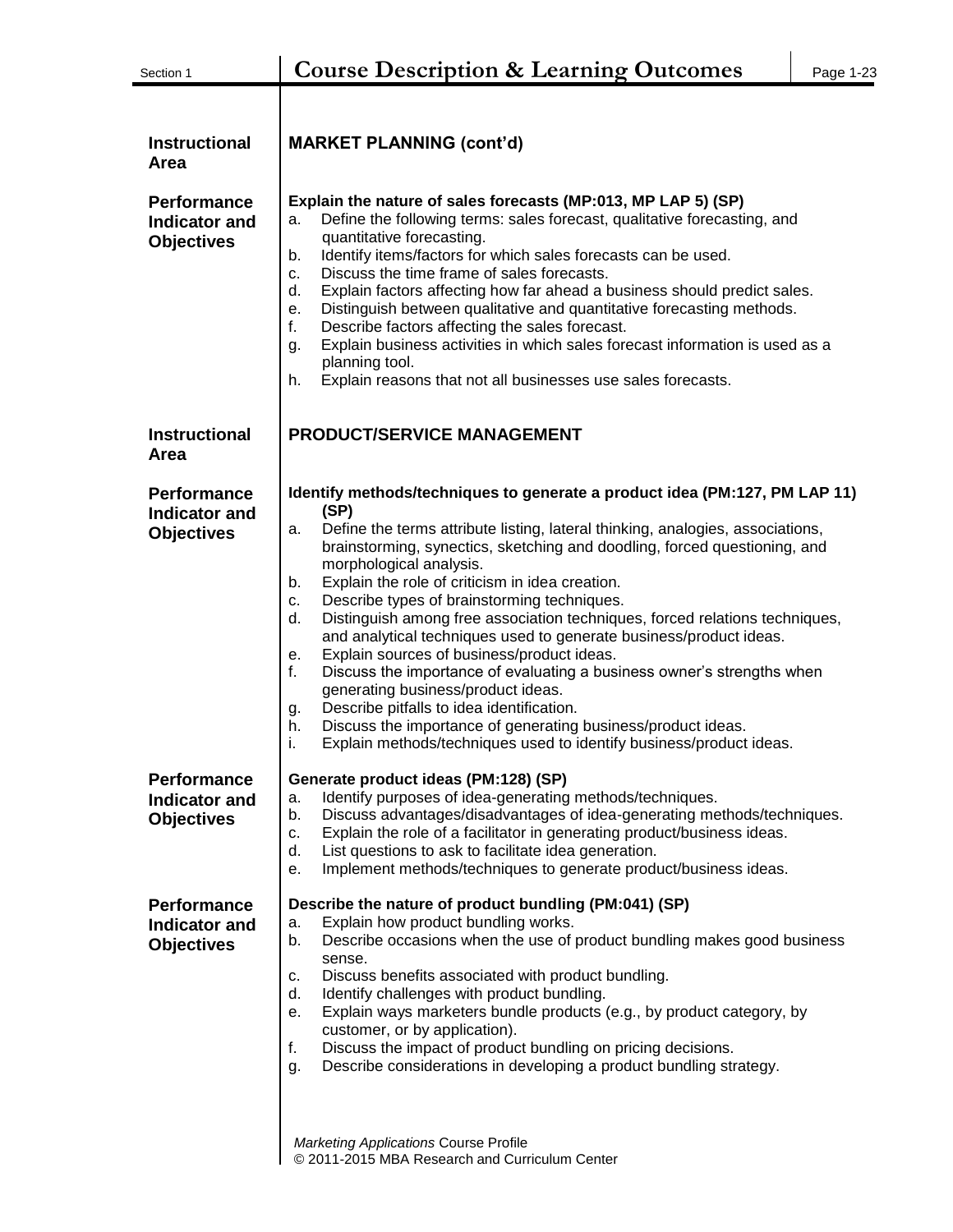**Instructional Area**

## MARKET PLANNING (cont'd)

**Performance Indicator and Objectives**

**Explain the nature of sales forecasts (MP:013, MP LAP 5) (SP)**

a. Define the following terms: sales forecast, qualitative forecasting, and quantitative forecasting.
b. Identify items/factors for which sales forecasts can be used.
c. Discuss the time frame of sales forecasts.
d. Explain factors affecting how far ahead a business should predict sales.
e. Distinguish between qualitative and quantitative forecasting methods.
f. Describe factors affecting the sales forecast.
g. Explain business activities in which sales forecast information is used as a planning tool.
h. Explain reasons that not all businesses use sales forecasts.

**Instructional Area**

## PRODUCT/SERVICE MANAGEMENT

**Performance Indicator and Objectives**

**Identify methods/techniques to generate a product idea (PM:127, PM LAP 11) (SP)**

a. Define the terms attribute listing, lateral thinking, analogies, associations, brainstorming, synectics, sketching and doodling, forced questioning, and morphological analysis.
b. Explain the role of criticism in idea creation.
c. Describe types of brainstorming techniques.
d. Distinguish among free association techniques, forced relations techniques, and analytical techniques used to generate business/product ideas.
e. Explain sources of business/product ideas.
f. Discuss the importance of evaluating a business owner's strengths when generating business/product ideas.
g. Describe pitfalls to idea identification.
h. Discuss the importance of generating business/product ideas.
i. Explain methods/techniques used to identify business/product ideas.

**Performance Indicator and Objectives**

**Generate product ideas (PM:128) (SP)**

a. Identify purposes of idea-generating methods/techniques.
b. Discuss advantages/disadvantages of idea-generating methods/techniques.
c. Explain the role of a facilitator in generating product/business ideas.
d. List questions to ask to facilitate idea generation.
e. Implement methods/techniques to generate product/business ideas.

**Performance Indicator and Objectives**

**Describe the nature of product bundling (PM:041) (SP)**

a. Explain how product bundling works.
b. Describe occasions when the use of product bundling makes good business sense.
c. Discuss benefits associated with product bundling.
d. Identify challenges with product bundling.
e. Explain ways marketers bundle products (e.g., by product category, by customer, or by application).
f. Discuss the impact of product bundling on pricing decisions.
g. Describe considerations in developing a product bundling strategy.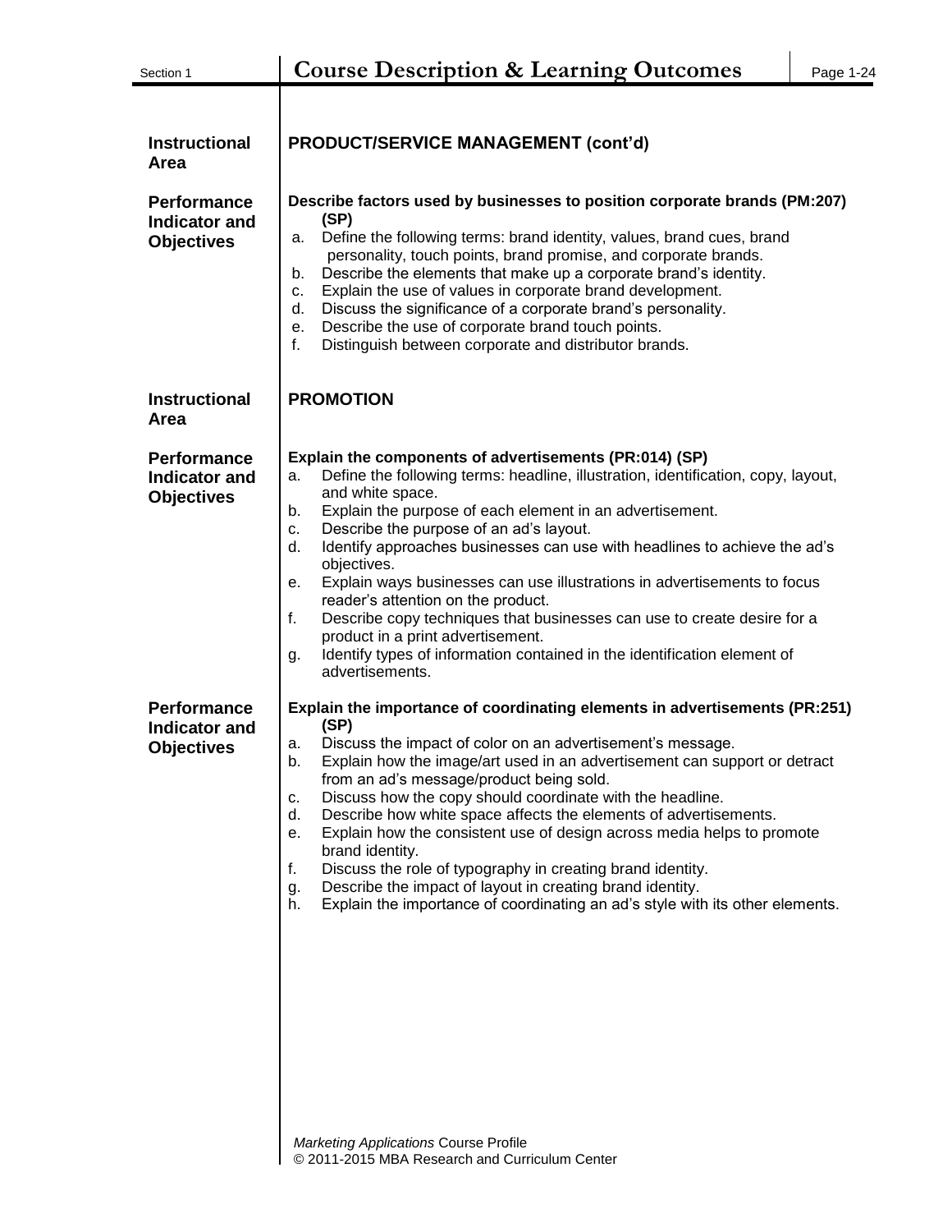**Instructional Area**

## PRODUCT/SERVICE MANAGEMENT (cont'd)

**Performance Indicator and Objectives**

**Describe factors used by businesses to position corporate brands (PM:207) (SP)**

a. Define the following terms: brand identity, values, brand cues, brand personality, touch points, brand promise, and corporate brands.
b. Describe the elements that make up a corporate brand's identity.
c. Explain the use of values in corporate brand development.
d. Discuss the significance of a corporate brand's personality.
e. Describe the use of corporate brand touch points.
f. Distinguish between corporate and distributor brands.

**Instructional Area**

## PROMOTION

**Performance Indicator and Objectives**

**Explain the components of advertisements (PR:014) (SP)**

a. Define the following terms: headline, illustration, identification, copy, layout, and white space.
b. Explain the purpose of each element in an advertisement.
c. Describe the purpose of an ad's layout.
d. Identify approaches businesses can use with headlines to achieve the ad's objectives.
e. Explain ways businesses can use illustrations in advertisements to focus reader's attention on the product.
f. Describe copy techniques that businesses can use to create desire for a product in a print advertisement.
g. Identify types of information contained in the identification element of advertisements.

**Performance Indicator and Objectives**

**Explain the importance of coordinating elements in advertisements (PR:251) (SP)**

a. Discuss the impact of color on an advertisement's message.
b. Explain how the image/art used in an advertisement can support or detract from an ad's message/product being sold.
c. Discuss how the copy should coordinate with the headline.
d. Describe how white space affects the elements of advertisements.
e. Explain how the consistent use of design across media helps to promote brand identity.
f. Discuss the role of typography in creating brand identity.
g. Describe the impact of layout in creating brand identity.
h. Explain the importance of coordinating an ad's style with its other elements.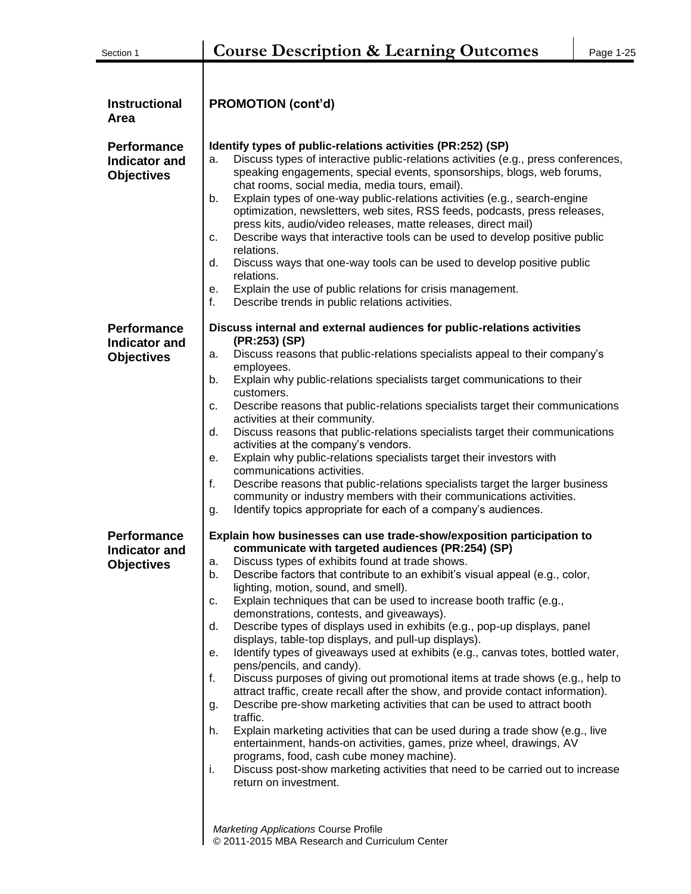**Instructional Area**

**PROMOTION (cont'd)**

**Performance Indicator and Objectives**

**Identify types of public-relations activities (PR:252) (SP)**

a. Discuss types of interactive public-relations activities (e.g., press conferences, speaking engagements, special events, sponsorships, blogs, web forums, chat rooms, social media, media tours, email).
b. Explain types of one-way public-relations activities (e.g., search-engine optimization, newsletters, web sites, RSS feeds, podcasts, press releases, press kits, audio/video releases, matte releases, direct mail)
c. Describe ways that interactive tools can be used to develop positive public relations.
d. Discuss ways that one-way tools can be used to develop positive public relations.
e. Explain the use of public relations for crisis management.
f. Describe trends in public relations activities.

**Performance Indicator and Objectives**

**Discuss internal and external audiences for public-relations activities (PR:253) (SP)**

a. Discuss reasons that public-relations specialists appeal to their company's employees.
b. Explain why public-relations specialists target communications to their customers.
c. Describe reasons that public-relations specialists target their communications activities at their community.
d. Discuss reasons that public-relations specialists target their communications activities at the company's vendors.
e. Explain why public-relations specialists target their investors with communications activities.
f. Describe reasons that public-relations specialists target the larger business community or industry members with their communications activities.
g. Identify topics appropriate for each of a company's audiences.

**Performance Indicator and Objectives**

**Explain how businesses can use trade-show/exposition participation to communicate with targeted audiences (PR:254) (SP)**

a. Discuss types of exhibits found at trade shows.
b. Describe factors that contribute to an exhibit's visual appeal (e.g., color, lighting, motion, sound, and smell).
c. Explain techniques that can be used to increase booth traffic (e.g., demonstrations, contests, and giveaways).
d. Describe types of displays used in exhibits (e.g., pop-up displays, panel displays, table-top displays, and pull-up displays).
e. Identify types of giveaways used at exhibits (e.g., canvas totes, bottled water, pens/pencils, and candy).
f. Discuss purposes of giving out promotional items at trade shows (e.g., help to attract traffic, create recall after the show, and provide contact information).
g. Describe pre-show marketing activities that can be used to attract booth traffic.
h. Explain marketing activities that can be used during a trade show (e.g., live entertainment, hands-on activities, games, prize wheel, drawings, AV programs, food, cash cube money machine).
i. Discuss post-show marketing activities that need to be carried out to increase return on investment.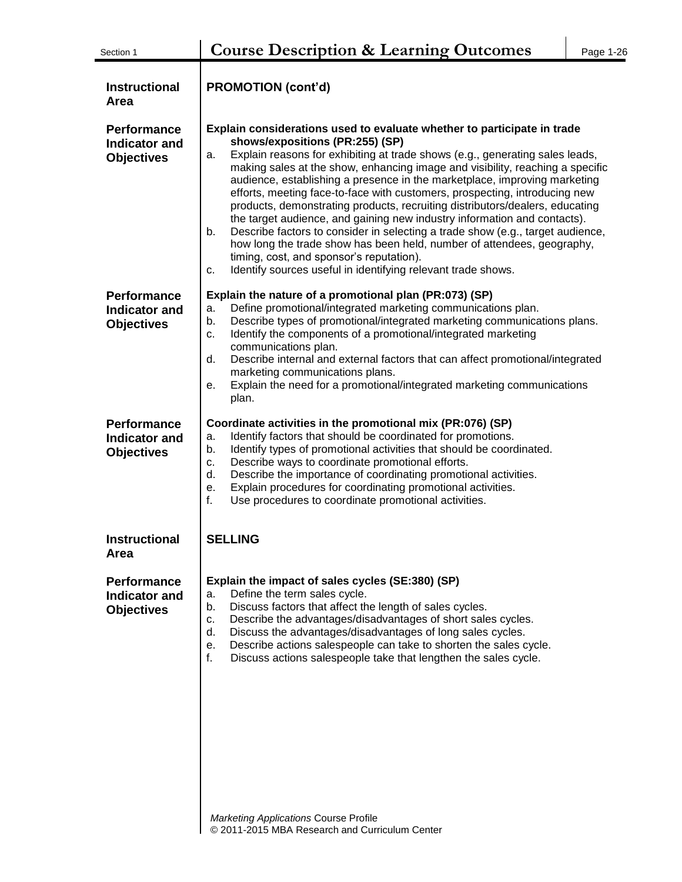**Instructional Area**

## PROMOTION (cont'd)

**Performance Indicator and Objectives**

**Explain considerations used to evaluate whether to participate in trade shows/expositions (PR:255) (SP)**

a. Explain reasons for exhibiting at trade shows (e.g., generating sales leads, making sales at the show, enhancing image and visibility, reaching a specific audience, establishing a presence in the marketplace, improving marketing efforts, meeting face-to-face with customers, prospecting, introducing new products, demonstrating products, recruiting distributors/dealers, educating the target audience, and gaining new industry information and contacts).
b. Describe factors to consider in selecting a trade show (e.g., target audience, how long the trade show has been held, number of attendees, geography, timing, cost, and sponsor's reputation).
c. Identify sources useful in identifying relevant trade shows.

**Performance Indicator and Objectives**

**Explain the nature of a promotional plan (PR:073) (SP)**

a. Define promotional/integrated marketing communications plan.
b. Describe types of promotional/integrated marketing communications plans.
c. Identify the components of a promotional/integrated marketing communications plan.
d. Describe internal and external factors that can affect promotional/integrated marketing communications plans.
e. Explain the need for a promotional/integrated marketing communications plan.

**Performance Indicator and Objectives**

**Coordinate activities in the promotional mix (PR:076) (SP)**

a. Identify factors that should be coordinated for promotions.
b. Identify types of promotional activities that should be coordinated.
c. Describe ways to coordinate promotional efforts.
d. Describe the importance of coordinating promotional activities.
e. Explain procedures for coordinating promotional activities.
f. Use procedures to coordinate promotional activities.

**Instructional Area**

## SELLING

**Performance Indicator and Objectives**

**Explain the impact of sales cycles (SE:380) (SP)**

a. Define the term sales cycle.
b. Discuss factors that affect the length of sales cycles.
c. Describe the advantages/disadvantages of short sales cycles.
d. Discuss the advantages/disadvantages of long sales cycles.
e. Describe actions salespeople can take to shorten the sales cycle.
f. Discuss actions salespeople take that lengthen the sales cycle.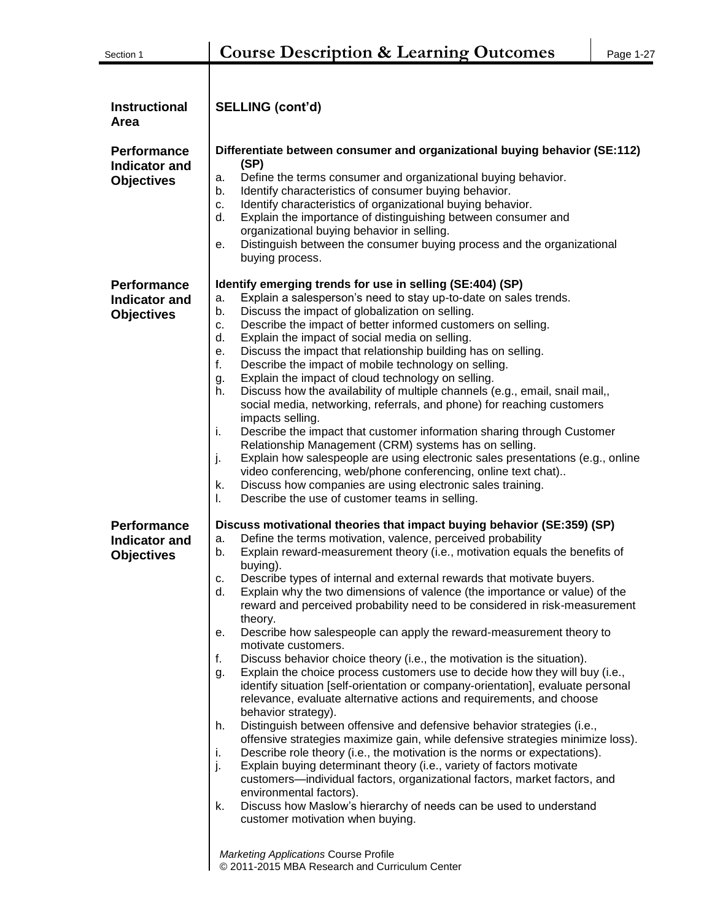**Instructional Area**

**SELLING (cont'd)**

**Performance Indicator and Objectives**

**Differentiate between consumer and organizational buying behavior (SE:112) (SP)**

a. Define the terms consumer and organizational buying behavior.
b. Identify characteristics of consumer buying behavior.
c. Identify characteristics of organizational buying behavior.
d. Explain the importance of distinguishing between consumer and organizational buying behavior in selling.
e. Distinguish between the consumer buying process and the organizational buying process.

**Performance Indicator and Objectives**

**Identify emerging trends for use in selling (SE:404) (SP)**

a. Explain a salesperson's need to stay up-to-date on sales trends.
b. Discuss the impact of globalization on selling.
c. Describe the impact of better informed customers on selling.
d. Explain the impact of social media on selling.
e. Discuss the impact that relationship building has on selling.
f. Describe the impact of mobile technology on selling.
g. Explain the impact of cloud technology on selling.
h. Discuss how the availability of multiple channels (e.g., email, snail mail,, social media, networking, referrals, and phone) for reaching customers impacts selling.
i. Describe the impact that customer information sharing through Customer Relationship Management (CRM) systems has on selling.
j. Explain how salespeople are using electronic sales presentations (e.g., online video conferencing, web/phone conferencing, online text chat)..
k. Discuss how companies are using electronic sales training.
l. Describe the use of customer teams in selling.

**Performance Indicator and Objectives**

**Discuss motivational theories that impact buying behavior (SE:359) (SP)**

a. Define the terms motivation, valence, perceived probability
b. Explain reward-measurement theory (i.e., motivation equals the benefits of buying).
c. Describe types of internal and external rewards that motivate buyers.
d. Explain why the two dimensions of valence (the importance or value) of the reward and perceived probability need to be considered in risk-measurement theory.
e. Describe how salespeople can apply the reward-measurement theory to motivate customers.
f. Discuss behavior choice theory (i.e., the motivation is the situation).
g. Explain the choice process customers use to decide how they will buy (i.e., identify situation [self-orientation or company-orientation], evaluate personal relevance, evaluate alternative actions and requirements, and choose behavior strategy).
h. Distinguish between offensive and defensive behavior strategies (i.e., offensive strategies maximize gain, while defensive strategies minimize loss).
i. Describe role theory (i.e., the motivation is the norms or expectations).
j. Explain buying determinant theory (i.e., variety of factors motivate customers—individual factors, organizational factors, market factors, and environmental factors).
k. Discuss how Maslow's hierarchy of needs can be used to understand customer motivation when buying.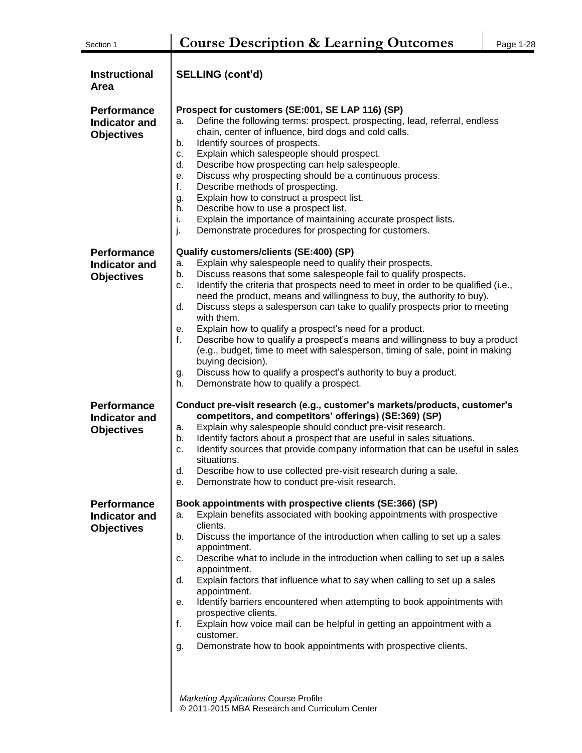**Instructional Area**

## SELLING (cont'd)

**Performance Indicator and Objectives**

**Prospect for customers (SE:001, SE LAP 116) (SP)**

a. Define the following terms: prospect, prospecting, lead, referral, endless chain, center of influence, bird dogs and cold calls.
b. Identify sources of prospects.
c. Explain which salespeople should prospect.
d. Describe how prospecting can help salespeople.
e. Discuss why prospecting should be a continuous process.
f. Describe methods of prospecting.
g. Explain how to construct a prospect list.
h. Describe how to use a prospect list.
i. Explain the importance of maintaining accurate prospect lists.
j. Demonstrate procedures for prospecting for customers.

**Performance Indicator and Objectives**

**Qualify customers/clients (SE:400) (SP)**

a. Explain why salespeople need to qualify their prospects.
b. Discuss reasons that some salespeople fail to qualify prospects.
c. Identify the criteria that prospects need to meet in order to be qualified (i.e., need the product, means and willingness to buy, the authority to buy).
d. Discuss steps a salesperson can take to qualify prospects prior to meeting with them.
e. Explain how to qualify a prospect's need for a product.
f. Describe how to qualify a prospect's means and willingness to buy a product (e.g., budget, time to meet with salesperson, timing of sale, point in making buying decision).
g. Discuss how to qualify a prospect's authority to buy a product.
h. Demonstrate how to qualify a prospect.

**Performance Indicator and Objectives**

**Conduct pre-visit research (e.g., customer's markets/products, customer's competitors, and competitors' offerings) (SE:369) (SP)**

a. Explain why salespeople should conduct pre-visit research.
b. Identify factors about a prospect that are useful in sales situations.
c. Identify sources that provide company information that can be useful in sales situations.
d. Describe how to use collected pre-visit research during a sale.
e. Demonstrate how to conduct pre-visit research.

**Performance Indicator and Objectives**

**Book appointments with prospective clients (SE:366) (SP)**

a. Explain benefits associated with booking appointments with prospective clients.
b. Discuss the importance of the introduction when calling to set up a sales appointment.
c. Describe what to include in the introduction when calling to set up a sales appointment.
d. Explain factors that influence what to say when calling to set up a sales appointment.
e. Identify barriers encountered when attempting to book appointments with prospective clients.
f. Explain how voice mail can be helpful in getting an appointment with a customer.
g. Demonstrate how to book appointments with prospective clients.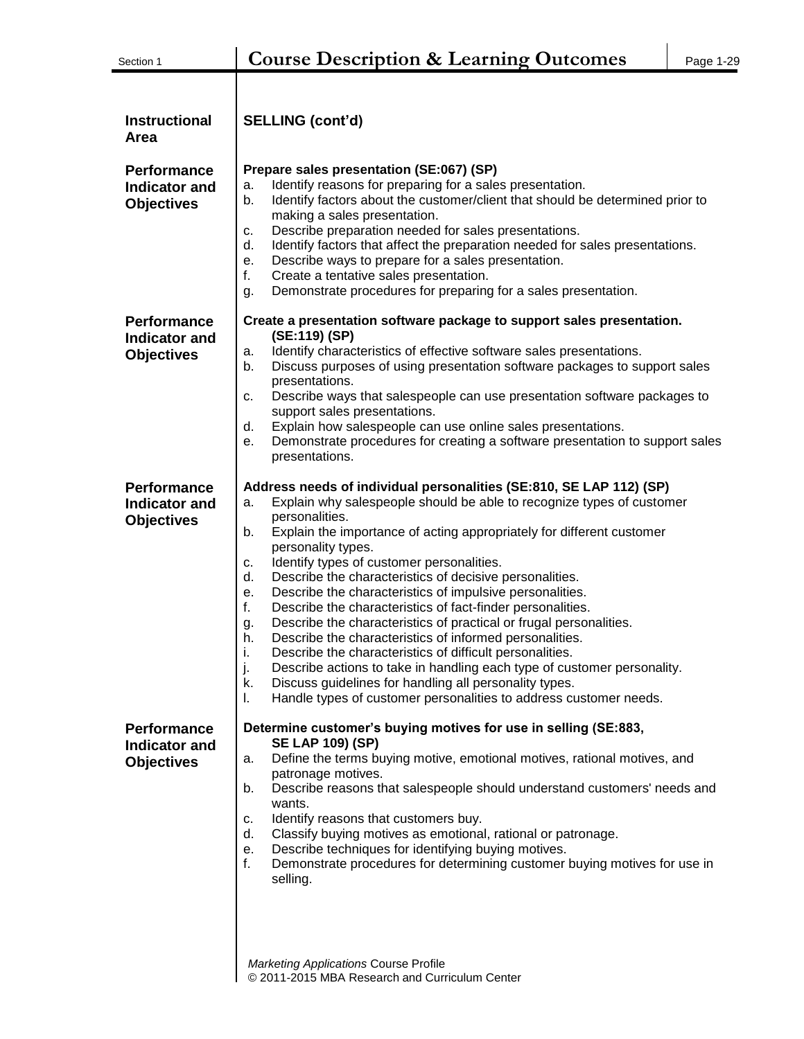**Instructional Area**

**SELLING (cont'd)**

**Performance Indicator and Objectives**

**Prepare sales presentation (SE:067) (SP)**

a. Identify reasons for preparing for a sales presentation.
b. Identify factors about the customer/client that should be determined prior to making a sales presentation.
c. Describe preparation needed for sales presentations.
d. Identify factors that affect the preparation needed for sales presentations.
e. Describe ways to prepare for a sales presentation.
f. Create a tentative sales presentation.
g. Demonstrate procedures for preparing for a sales presentation.

**Performance Indicator and Objectives**

**Create a presentation software package to support sales presentation. (SE:119) (SP)**

a. Identify characteristics of effective software sales presentations.
b. Discuss purposes of using presentation software packages to support sales presentations.
c. Describe ways that salespeople can use presentation software packages to support sales presentations.
d. Explain how salespeople can use online sales presentations.
e. Demonstrate procedures for creating a software presentation to support sales presentations.

**Performance Indicator and Objectives**

**Address needs of individual personalities (SE:810, SE LAP 112) (SP)**

a. Explain why salespeople should be able to recognize types of customer personalities.
b. Explain the importance of acting appropriately for different customer personality types.
c. Identify types of customer personalities.
d. Describe the characteristics of decisive personalities.
e. Describe the characteristics of impulsive personalities.
f. Describe the characteristics of fact-finder personalities.
g. Describe the characteristics of practical or frugal personalities.
h. Describe the characteristics of informed personalities.
i. Describe the characteristics of difficult personalities.
j. Describe actions to take in handling each type of customer personality.
k. Discuss guidelines for handling all personality types.
l. Handle types of customer personalities to address customer needs.

**Performance Indicator and Objectives**

**Determine customer's buying motives for use in selling (SE:883, SE LAP 109) (SP)**

a. Define the terms buying motive, emotional motives, rational motives, and patronage motives.
b. Describe reasons that salespeople should understand customers' needs and wants.
c. Identify reasons that customers buy.
d. Classify buying motives as emotional, rational or patronage.
e. Describe techniques for identifying buying motives.
f. Demonstrate procedures for determining customer buying motives for use in selling.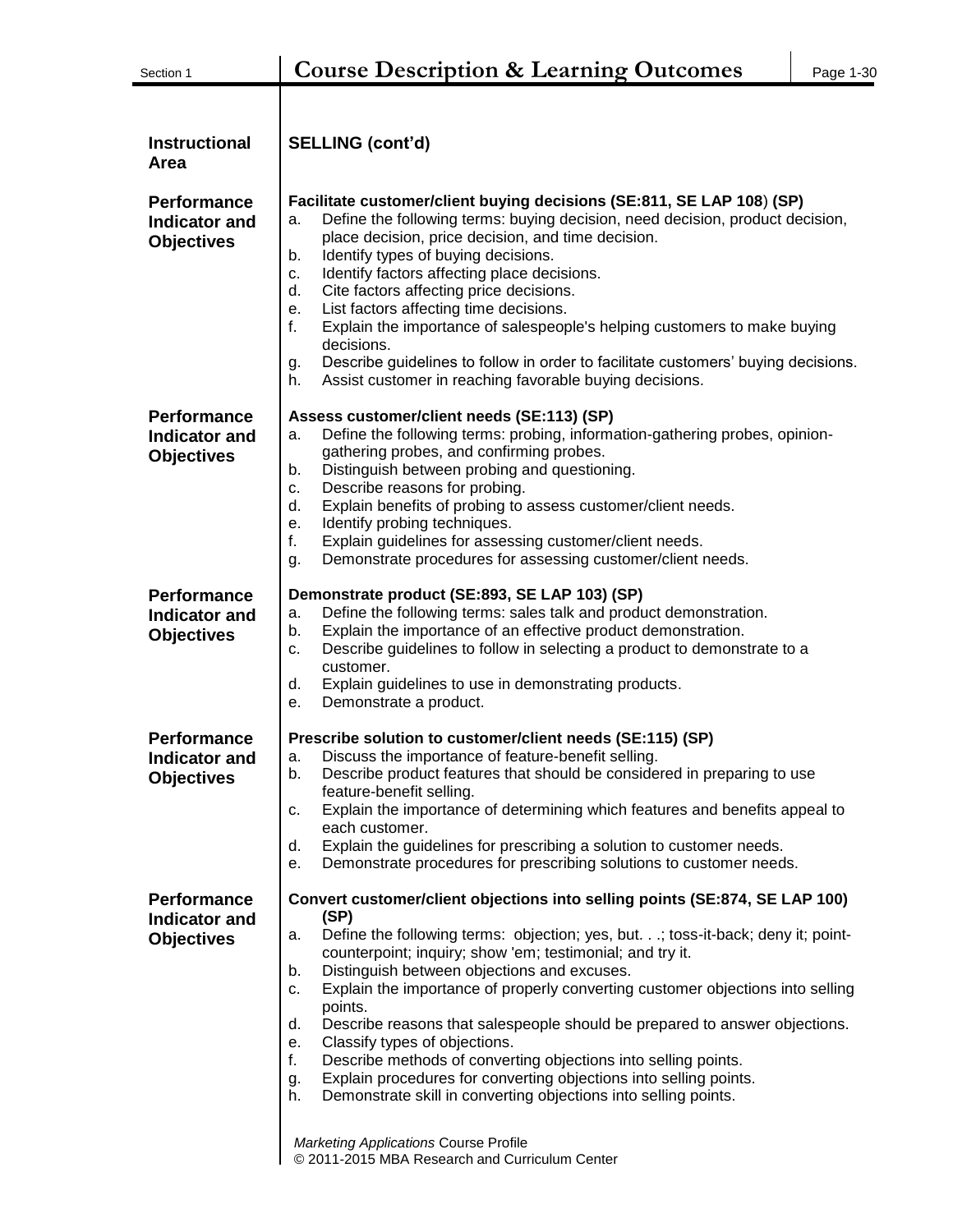**Instructional Area** — **SELLING (cont'd)**

**Performance Indicator and Objectives**

**Facilitate customer/client buying decisions (SE:811, SE LAP 108) (SP)**

a. Define the following terms: buying decision, need decision, product decision, place decision, price decision, and time decision.
b. Identify types of buying decisions.
c. Identify factors affecting place decisions.
d. Cite factors affecting price decisions.
e. List factors affecting time decisions.
f. Explain the importance of salespeople's helping customers to make buying decisions.
g. Describe guidelines to follow in order to facilitate customers' buying decisions.
h. Assist customer in reaching favorable buying decisions.

**Performance Indicator and Objectives**

**Assess customer/client needs (SE:113) (SP)**

a. Define the following terms: probing, information-gathering probes, opinion-gathering probes, and confirming probes.
b. Distinguish between probing and questioning.
c. Describe reasons for probing.
d. Explain benefits of probing to assess customer/client needs.
e. Identify probing techniques.
f. Explain guidelines for assessing customer/client needs.
g. Demonstrate procedures for assessing customer/client needs.

**Performance Indicator and Objectives**

**Demonstrate product (SE:893, SE LAP 103) (SP)**

a. Define the following terms: sales talk and product demonstration.
b. Explain the importance of an effective product demonstration.
c. Describe guidelines to follow in selecting a product to demonstrate to a customer.
d. Explain guidelines to use in demonstrating products.
e. Demonstrate a product.

**Performance Indicator and Objectives**

**Prescribe solution to customer/client needs (SE:115) (SP)**

a. Discuss the importance of feature-benefit selling.
b. Describe product features that should be considered in preparing to use feature-benefit selling.
c. Explain the importance of determining which features and benefits appeal to each customer.
d. Explain the guidelines for prescribing a solution to customer needs.
e. Demonstrate procedures for prescribing solutions to customer needs.

**Performance Indicator and Objectives**

**Convert customer/client objections into selling points (SE:874, SE LAP 100) (SP)**

a. Define the following terms: objection; yes, but. . .; toss-it-back; deny it; point-counterpoint; inquiry; show 'em; testimonial; and try it.
b. Distinguish between objections and excuses.
c. Explain the importance of properly converting customer objections into selling points.
d. Describe reasons that salespeople should be prepared to answer objections.
e. Classify types of objections.
f. Describe methods of converting objections into selling points.
g. Explain procedures for converting objections into selling points.
h. Demonstrate skill in converting objections into selling points.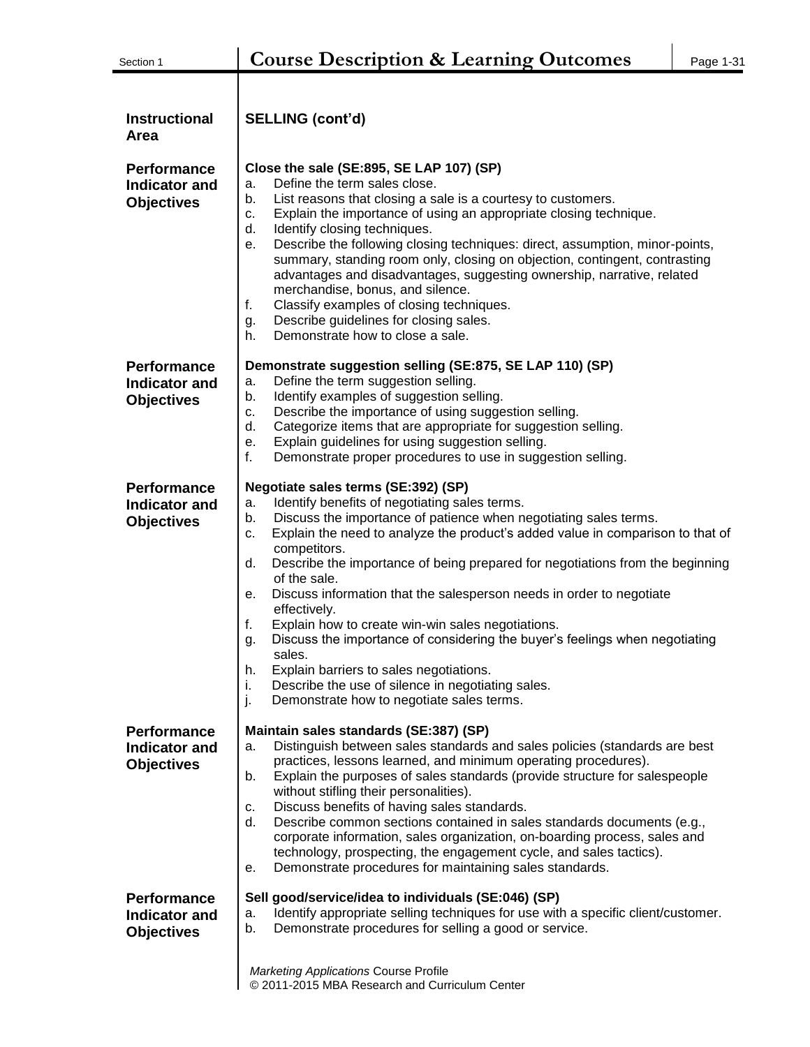**Instructional Area**

## SELLING (cont'd)

**Performance Indicator and Objectives**

**Close the sale (SE:895, SE LAP 107) (SP)**

a. Define the term sales close.
b. List reasons that closing a sale is a courtesy to customers.
c. Explain the importance of using an appropriate closing technique.
d. Identify closing techniques.
e. Describe the following closing techniques: direct, assumption, minor-points, summary, standing room only, closing on objection, contingent, contrasting advantages and disadvantages, suggesting ownership, narrative, related merchandise, bonus, and silence.
f. Classify examples of closing techniques.
g. Describe guidelines for closing sales.
h. Demonstrate how to close a sale.

**Performance Indicator and Objectives**

**Demonstrate suggestion selling (SE:875, SE LAP 110) (SP)**

a. Define the term suggestion selling.
b. Identify examples of suggestion selling.
c. Describe the importance of using suggestion selling.
d. Categorize items that are appropriate for suggestion selling.
e. Explain guidelines for using suggestion selling.
f. Demonstrate proper procedures to use in suggestion selling.

**Performance Indicator and Objectives**

**Negotiate sales terms (SE:392) (SP)**

a. Identify benefits of negotiating sales terms.
b. Discuss the importance of patience when negotiating sales terms.
c. Explain the need to analyze the product's added value in comparison to that of competitors.
d. Describe the importance of being prepared for negotiations from the beginning of the sale.
e. Discuss information that the salesperson needs in order to negotiate effectively.
f. Explain how to create win-win sales negotiations.
g. Discuss the importance of considering the buyer's feelings when negotiating sales.
h. Explain barriers to sales negotiations.
i. Describe the use of silence in negotiating sales.
j. Demonstrate how to negotiate sales terms.

**Performance Indicator and Objectives**

**Maintain sales standards (SE:387) (SP)**

a. Distinguish between sales standards and sales policies (standards are best practices, lessons learned, and minimum operating procedures).
b. Explain the purposes of sales standards (provide structure for salespeople without stifling their personalities).
c. Discuss benefits of having sales standards.
d. Describe common sections contained in sales standards documents (e.g., corporate information, sales organization, on-boarding process, sales and technology, prospecting, the engagement cycle, and sales tactics).
e. Demonstrate procedures for maintaining sales standards.

**Performance Indicator and Objectives**

**Sell good/service/idea to individuals (SE:046) (SP)**

a. Identify appropriate selling techniques for use with a specific client/customer.
b. Demonstrate procedures for selling a good or service.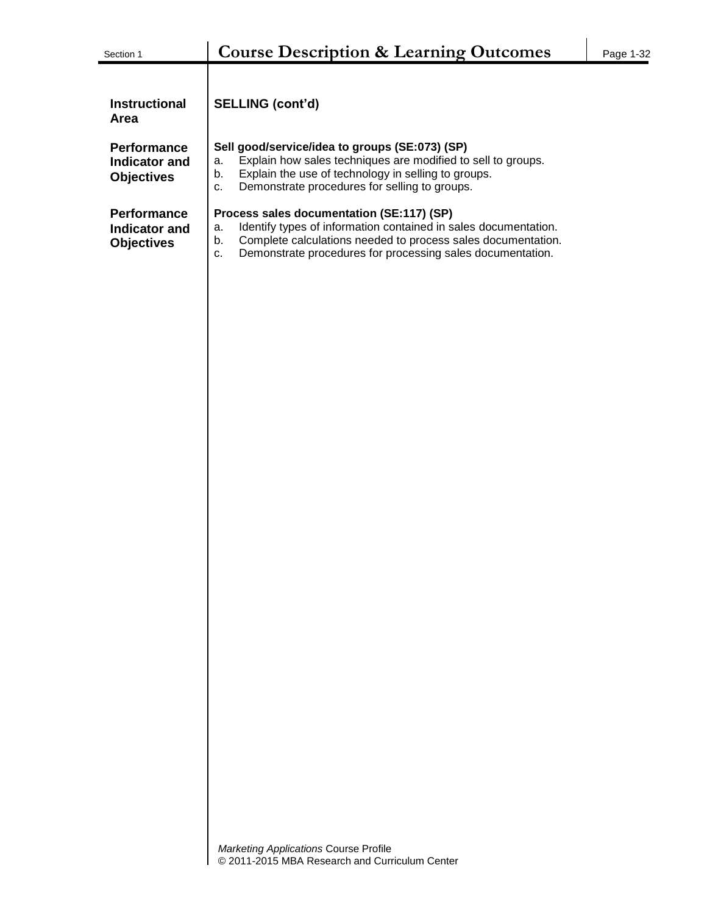**Instructional Area**

**SELLING (cont'd)**

**Performance Indicator and Objectives**

**Sell good/service/idea to groups (SE:073) (SP)**

a. Explain how sales techniques are modified to sell to groups.
b. Explain the use of technology in selling to groups.
c. Demonstrate procedures for selling to groups.

**Performance Indicator and Objectives**

**Process sales documentation (SE:117) (SP)**

a. Identify types of information contained in sales documentation.
b. Complete calculations needed to process sales documentation.
c. Demonstrate procedures for processing sales documentation.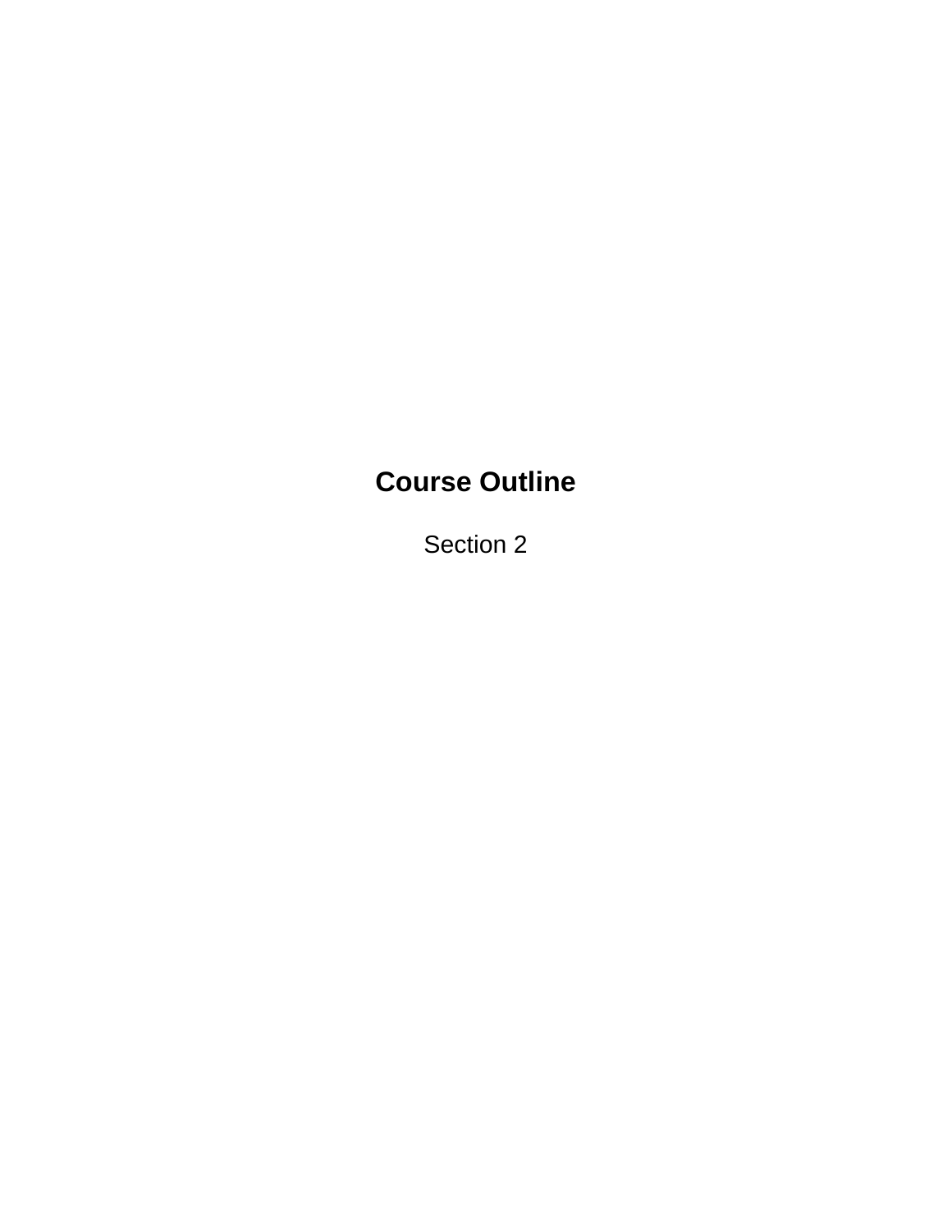# Course Outline

Section 2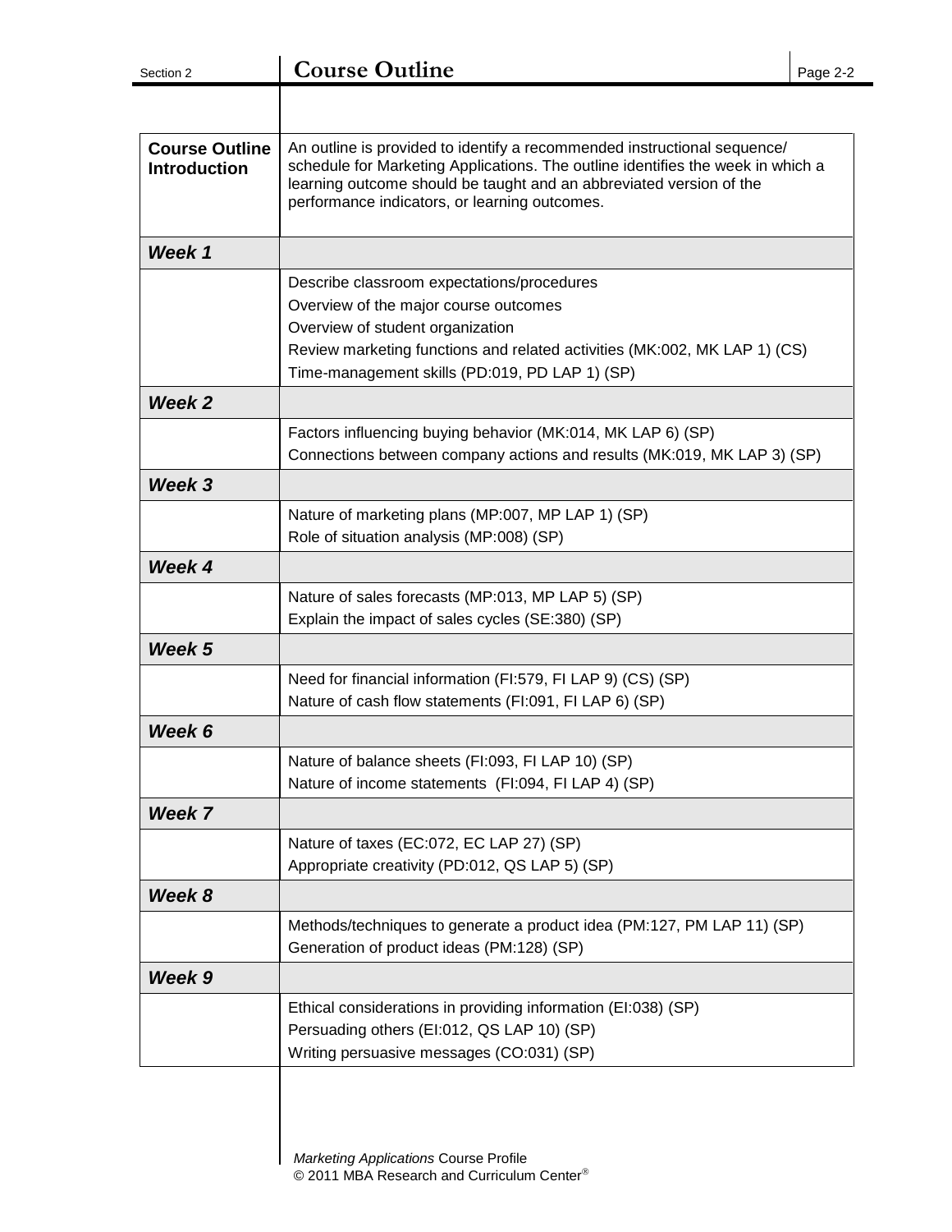# Course Outline

**Course Outline Introduction**

An outline is provided to identify a recommended instructional sequence/ schedule for Marketing Applications. The outline identifies the week in which a learning outcome should be taught and an abbreviated version of the performance indicators, or learning outcomes.

### *Week 1*

- Describe classroom expectations/procedures
- Overview of the major course outcomes
- Overview of student organization
- Review marketing functions and related activities (MK:002, MK LAP 1) (CS)
- Time-management skills (PD:019, PD LAP 1) (SP)

### *Week 2*

- Factors influencing buying behavior (MK:014, MK LAP 6) (SP)
- Connections between company actions and results (MK:019, MK LAP 3) (SP)

### *Week 3*

- Nature of marketing plans (MP:007, MP LAP 1) (SP)
- Role of situation analysis (MP:008) (SP)

### *Week 4*

- Nature of sales forecasts (MP:013, MP LAP 5) (SP)
- Explain the impact of sales cycles (SE:380) (SP)

### *Week 5*

- Need for financial information (FI:579, FI LAP 9) (CS) (SP)
- Nature of cash flow statements (FI:091, FI LAP 6) (SP)

### *Week 6*

- Nature of balance sheets (FI:093, FI LAP 10) (SP)
- Nature of income statements (FI:094, FI LAP 4) (SP)

### *Week 7*

- Nature of taxes (EC:072, EC LAP 27) (SP)
- Appropriate creativity (PD:012, QS LAP 5) (SP)

### *Week 8*

- Methods/techniques to generate a product idea (PM:127, PM LAP 11) (SP)
- Generation of product ideas (PM:128) (SP)

### *Week 9*

- Ethical considerations in providing information (EI:038) (SP)
- Persuading others (EI:012, QS LAP 10) (SP)
- Writing persuasive messages (CO:031) (SP)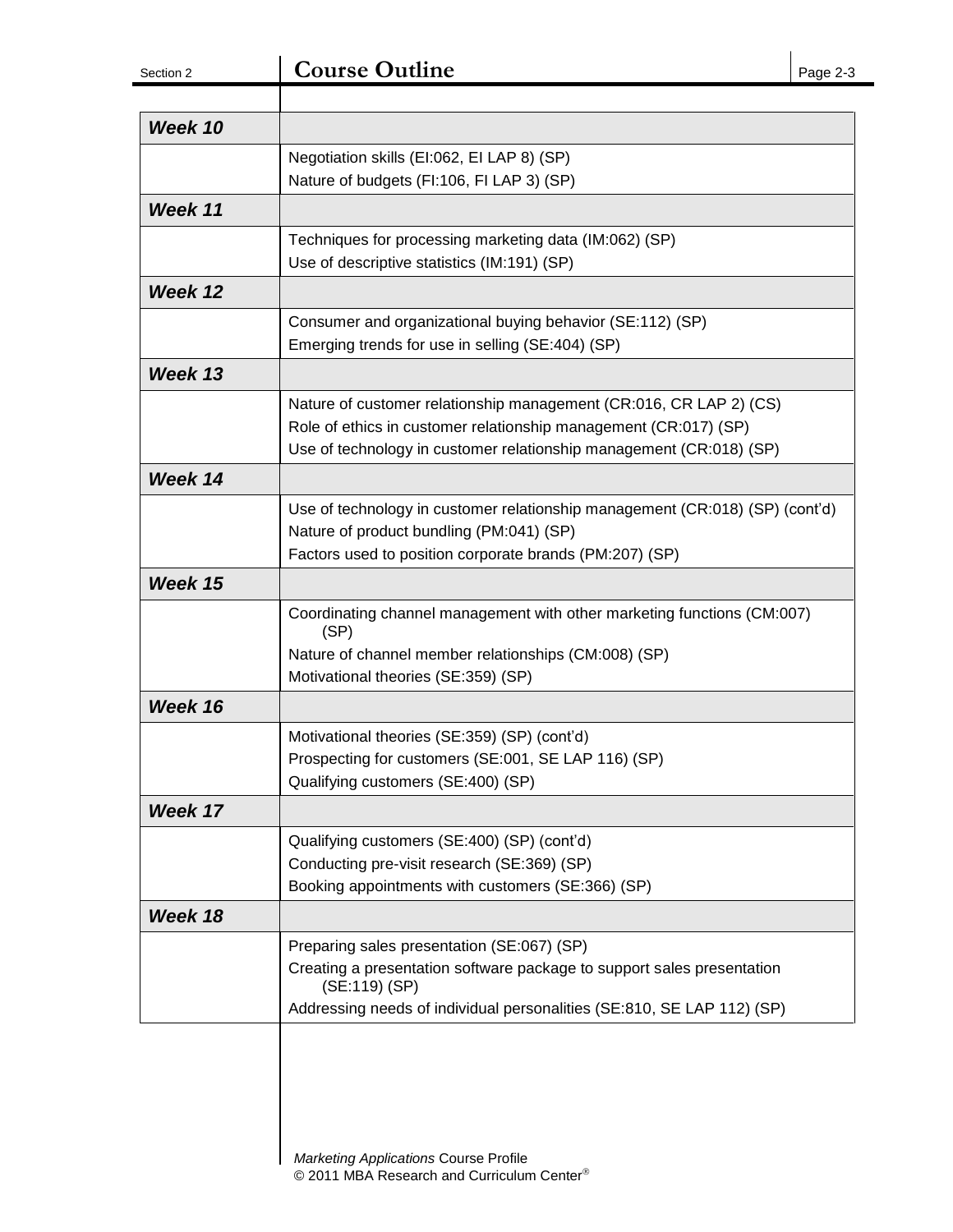| | |
|---|---|
| ***Week 10*** | |
| | Negotiation skills (EI:062, EI LAP 8) (SP)<br>Nature of budgets (FI:106, FI LAP 3) (SP) |
| ***Week 11*** | |
| | Techniques for processing marketing data (IM:062) (SP)<br>Use of descriptive statistics (IM:191) (SP) |
| ***Week 12*** | |
| | Consumer and organizational buying behavior (SE:112) (SP)<br>Emerging trends for use in selling (SE:404) (SP) |
| ***Week 13*** | |
| | Nature of customer relationship management (CR:016, CR LAP 2) (CS)<br>Role of ethics in customer relationship management (CR:017) (SP)<br>Use of technology in customer relationship management (CR:018) (SP) |
| ***Week 14*** | |
| | Use of technology in customer relationship management (CR:018) (SP) (cont'd)<br>Nature of product bundling (PM:041) (SP)<br>Factors used to position corporate brands (PM:207) (SP) |
| ***Week 15*** | |
| | Coordinating channel management with other marketing functions (CM:007) (SP)<br>Nature of channel member relationships (CM:008) (SP)<br>Motivational theories (SE:359) (SP) |
| ***Week 16*** | |
| | Motivational theories (SE:359) (SP) (cont'd)<br>Prospecting for customers (SE:001, SE LAP 116) (SP)<br>Qualifying customers (SE:400) (SP) |
| ***Week 17*** | |
| | Qualifying customers (SE:400) (SP) (cont'd)<br>Conducting pre-visit research (SE:369) (SP)<br>Booking appointments with customers (SE:366) (SP) |
| ***Week 18*** | |
| | Preparing sales presentation (SE:067) (SP)<br>Creating a presentation software package to support sales presentation (SE:119) (SP)<br>Addressing needs of individual personalities (SE:810, SE LAP 112) (SP) |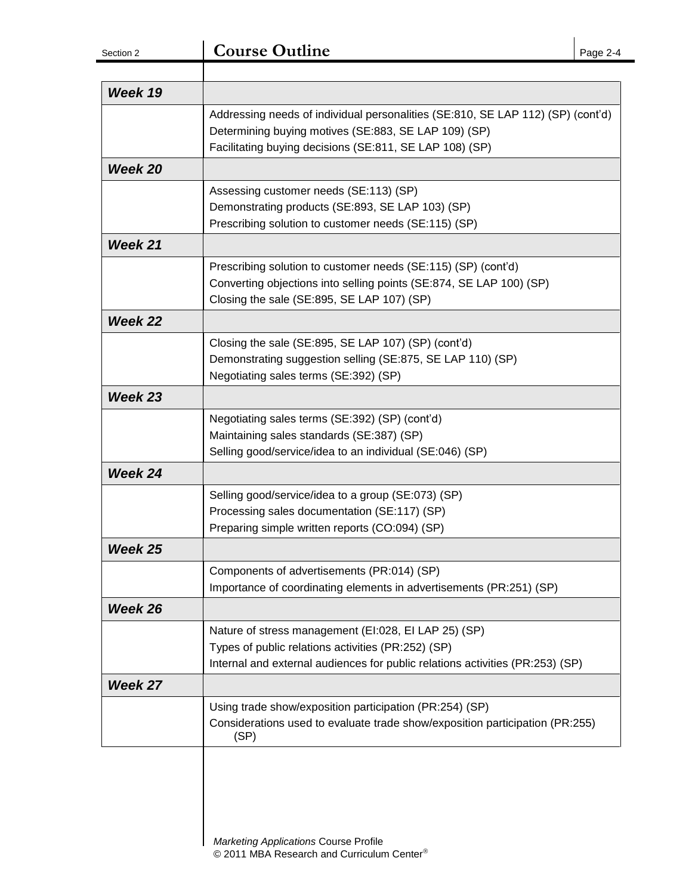| | |
|---|---|
| ***Week 19*** | |
| | Addressing needs of individual personalities (SE:810, SE LAP 112) (SP) (cont'd)<br>Determining buying motives (SE:883, SE LAP 109) (SP)<br>Facilitating buying decisions (SE:811, SE LAP 108) (SP) |
| ***Week 20*** | |
| | Assessing customer needs (SE:113) (SP)<br>Demonstrating products (SE:893, SE LAP 103) (SP)<br>Prescribing solution to customer needs (SE:115) (SP) |
| ***Week 21*** | |
| | Prescribing solution to customer needs (SE:115) (SP) (cont'd)<br>Converting objections into selling points (SE:874, SE LAP 100) (SP)<br>Closing the sale (SE:895, SE LAP 107) (SP) |
| ***Week 22*** | |
| | Closing the sale (SE:895, SE LAP 107) (SP) (cont'd)<br>Demonstrating suggestion selling (SE:875, SE LAP 110) (SP)<br>Negotiating sales terms (SE:392) (SP) |
| ***Week 23*** | |
| | Negotiating sales terms (SE:392) (SP) (cont'd)<br>Maintaining sales standards (SE:387) (SP)<br>Selling good/service/idea to an individual (SE:046) (SP) |
| ***Week 24*** | |
| | Selling good/service/idea to a group (SE:073) (SP)<br>Processing sales documentation (SE:117) (SP)<br>Preparing simple written reports (CO:094) (SP) |
| ***Week 25*** | |
| | Components of advertisements (PR:014) (SP)<br>Importance of coordinating elements in advertisements (PR:251) (SP) |
| ***Week 26*** | |
| | Nature of stress management (EI:028, EI LAP 25) (SP)<br>Types of public relations activities (PR:252) (SP)<br>Internal and external audiences for public relations activities (PR:253) (SP) |
| ***Week 27*** | |
| | Using trade show/exposition participation (PR:254) (SP)<br>Considerations used to evaluate trade show/exposition participation (PR:255) (SP) |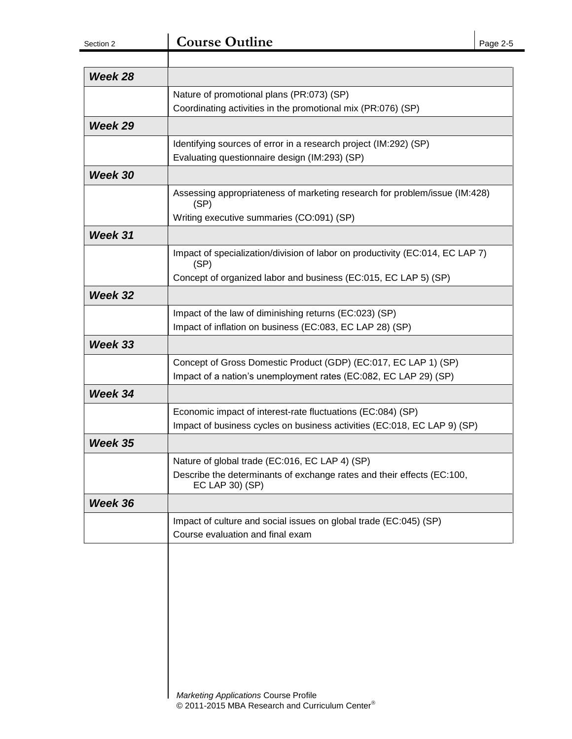| | |
|---|---|
| ***Week 28*** | |
| | Nature of promotional plans (PR:073) (SP)<br>Coordinating activities in the promotional mix (PR:076) (SP) |
| ***Week 29*** | |
| | Identifying sources of error in a research project (IM:292) (SP)<br>Evaluating questionnaire design (IM:293) (SP) |
| ***Week 30*** | |
| | Assessing appropriateness of marketing research for problem/issue (IM:428) (SP)<br>Writing executive summaries (CO:091) (SP) |
| ***Week 31*** | |
| | Impact of specialization/division of labor on productivity (EC:014, EC LAP 7) (SP)<br>Concept of organized labor and business (EC:015, EC LAP 5) (SP) |
| ***Week 32*** | |
| | Impact of the law of diminishing returns (EC:023) (SP)<br>Impact of inflation on business (EC:083, EC LAP 28) (SP) |
| ***Week 33*** | |
| | Concept of Gross Domestic Product (GDP) (EC:017, EC LAP 1) (SP)<br>Impact of a nation's unemployment rates (EC:082, EC LAP 29) (SP) |
| ***Week 34*** | |
| | Economic impact of interest-rate fluctuations (EC:084) (SP)<br>Impact of business cycles on business activities (EC:018, EC LAP 9) (SP) |
| ***Week 35*** | |
| | Nature of global trade (EC:016, EC LAP 4) (SP)<br>Describe the determinants of exchange rates and their effects (EC:100, EC LAP 30) (SP) |
| ***Week 36*** | |
| | Impact of culture and social issues on global trade (EC:045) (SP)<br>Course evaluation and final exam |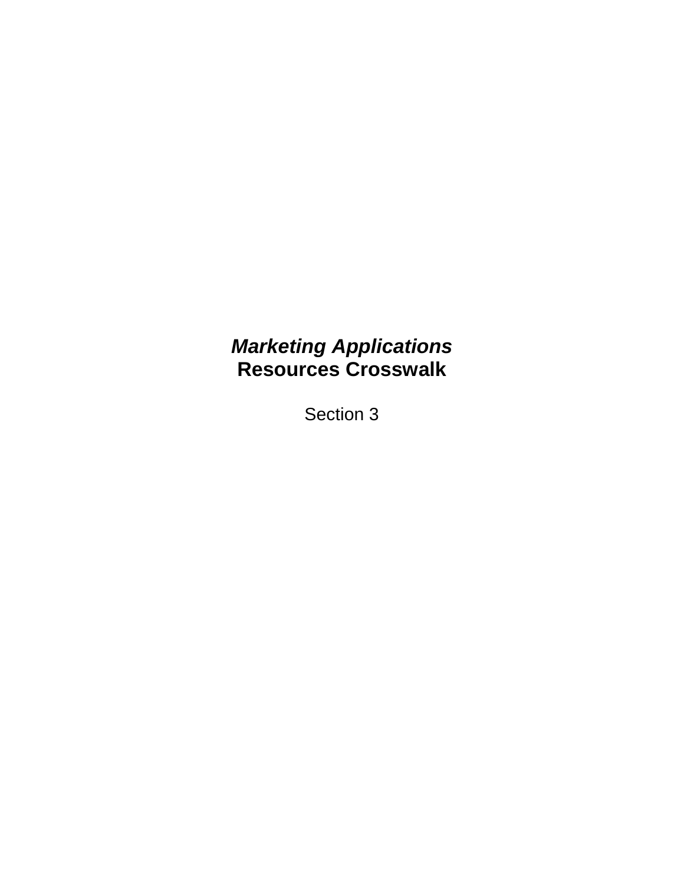# *Marketing Applications* Resources Crosswalk

Section 3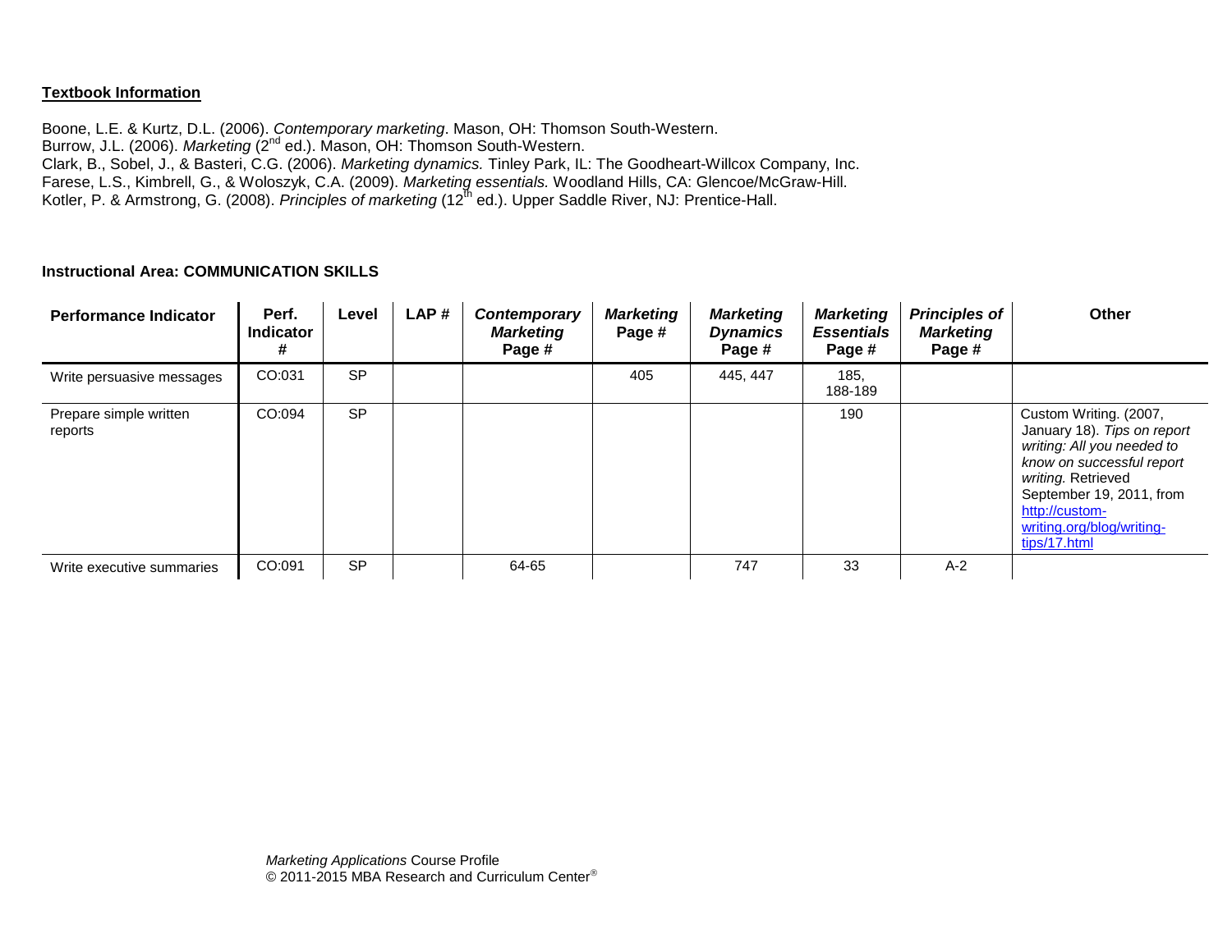**Textbook Information**

Boone, L.E. & Kurtz, D.L. (2006). *Contemporary marketing*. Mason, OH: Thomson South-Western.
Burrow, J.L. (2006). *Marketing* (2nd ed.). Mason, OH: Thomson South-Western.
Clark, B., Sobel, J., & Basteri, C.G. (2006). *Marketing dynamics.* Tinley Park, IL: The Goodheart-Willcox Company, Inc.
Farese, L.S., Kimbrell, G., & Woloszyk, C.A. (2009). *Marketing essentials.* Woodland Hills, CA: Glencoe/McGraw-Hill.
Kotler, P. & Armstrong, G. (2008). *Principles of marketing* (12th ed.). Upper Saddle River, NJ: Prentice-Hall.

**Instructional Area: COMMUNICATION SKILLS**

| Performance Indicator | Perf. Indicator # | Level | LAP # | *Contemporary Marketing* Page # | *Marketing* Page # | *Marketing Dynamics* Page # | *Marketing Essentials* Page # | *Principles of Marketing* Page # | Other |
|---|---|---|---|---|---|---|---|---|---|
| Write persuasive messages | CO:031 | SP | | | 405 | 445, 447 | 185, 188-189 | | |
| Prepare simple written reports | CO:094 | SP | | | | | 190 | | Custom Writing. (2007, January 18). *Tips on report writing: All you needed to know on successful report writing.* Retrieved September 19, 2011, from http://custom-writing.org/blog/writing-tips/17.html |
| Write executive summaries | CO:091 | SP | | 64-65 | | 747 | 33 | A-2 | |

*Marketing Applications* Course Profile
© 2011-2015 MBA Research and Curriculum Center®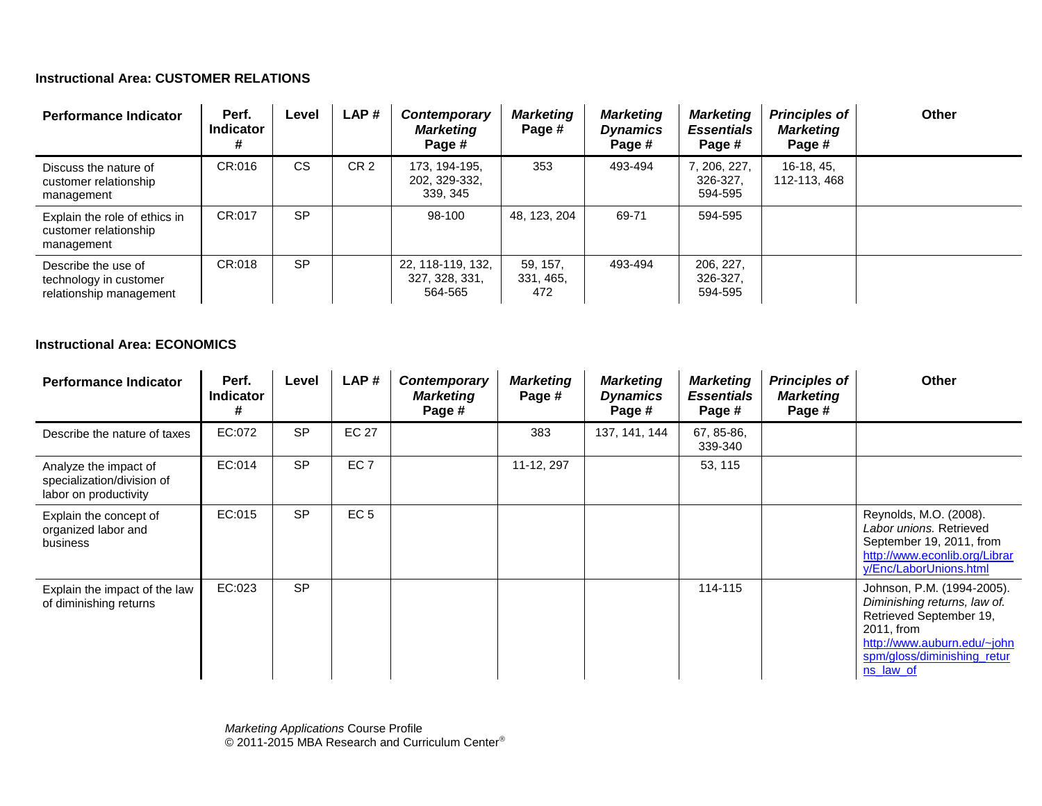**Instructional Area: CUSTOMER RELATIONS**

| Performance Indicator | Perf. Indicator # | Level | LAP # | *Contemporary Marketing* Page # | *Marketing* Page # | *Marketing Dynamics* Page # | *Marketing Essentials* Page # | *Principles of Marketing* Page # | Other |
|---|---|---|---|---|---|---|---|---|---|
| Discuss the nature of customer relationship management | CR:016 | CS | CR 2 | 173, 194-195, 202, 329-332, 339, 345 | 353 | 493-494 | 7, 206, 227, 326-327, 594-595 | 16-18, 45, 112-113, 468 | |
| Explain the role of ethics in customer relationship management | CR:017 | SP | | 98-100 | 48, 123, 204 | 69-71 | 594-595 | | |
| Describe the use of technology in customer relationship management | CR:018 | SP | | 22, 118-119, 132, 327, 328, 331, 564-565 | 59, 157, 331, 465, 472 | 493-494 | 206, 227, 326-327, 594-595 | | |

**Instructional Area: ECONOMICS**

| Performance Indicator | Perf. Indicator # | Level | LAP # | *Contemporary Marketing* Page # | *Marketing* Page # | *Marketing Dynamics* Page # | *Marketing Essentials* Page # | *Principles of Marketing* Page # | Other |
|---|---|---|---|---|---|---|---|---|---|
| Describe the nature of taxes | EC:072 | SP | EC 27 | | 383 | 137, 141, 144 | 67, 85-86, 339-340 | | |
| Analyze the impact of specialization/division of labor on productivity | EC:014 | SP | EC 7 | | 11-12, 297 | | 53, 115 | | |
| Explain the concept of organized labor and business | EC:015 | SP | EC 5 | | | | | | Reynolds, M.O. (2008). *Labor unions.* Retrieved September 19, 2011, from http://www.econlib.org/Library/Enc/LaborUnions.html |
| Explain the impact of the law of diminishing returns | EC:023 | SP | | | | | 114-115 | | Johnson, P.M. (1994-2005). *Diminishing returns, law of.* Retrieved September 19, 2011, from http://www.auburn.edu/~johnspm/gloss/diminishing_returns_law_of |

*Marketing Applications* Course Profile
© 2011-2015 MBA Research and Curriculum Center®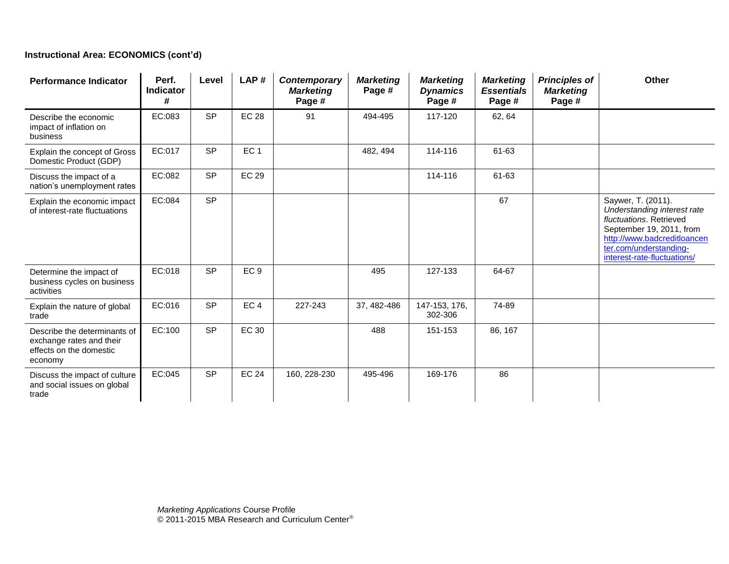**Instructional Area: ECONOMICS (cont'd)**

| Performance Indicator | Perf. Indicator # | Level | LAP # | *Contemporary Marketing* Page # | *Marketing* Page # | *Marketing Dynamics* Page # | *Marketing Essentials* Page # | *Principles of Marketing* Page # | Other |
|---|---|---|---|---|---|---|---|---|---|
| Describe the economic impact of inflation on business | EC:083 | SP | EC 28 | 91 | 494-495 | 117-120 | 62, 64 | | |
| Explain the concept of Gross Domestic Product (GDP) | EC:017 | SP | EC 1 | | 482, 494 | 114-116 | 61-63 | | |
| Discuss the impact of a nation's unemployment rates | EC:082 | SP | EC 29 | | | 114-116 | 61-63 | | |
| Explain the economic impact of interest-rate fluctuations | EC:084 | SP | | | | | 67 | | Saywer, T. (2011). *Understanding interest rate fluctuations*. Retrieved September 19, 2011, from http://www.badcreditloancenter.com/understanding-interest-rate-fluctuations/ |
| Determine the impact of business cycles on business activities | EC:018 | SP | EC 9 | | 495 | 127-133 | 64-67 | | |
| Explain the nature of global trade | EC:016 | SP | EC 4 | 227-243 | 37, 482-486 | 147-153, 176, 302-306 | 74-89 | | |
| Describe the determinants of exchange rates and their effects on the domestic economy | EC:100 | SP | EC 30 | | 488 | 151-153 | 86, 167 | | |
| Discuss the impact of culture and social issues on global trade | EC:045 | SP | EC 24 | 160, 228-230 | 495-496 | 169-176 | 86 | | |

*Marketing Applications* Course Profile
© 2011-2015 MBA Research and Curriculum Center®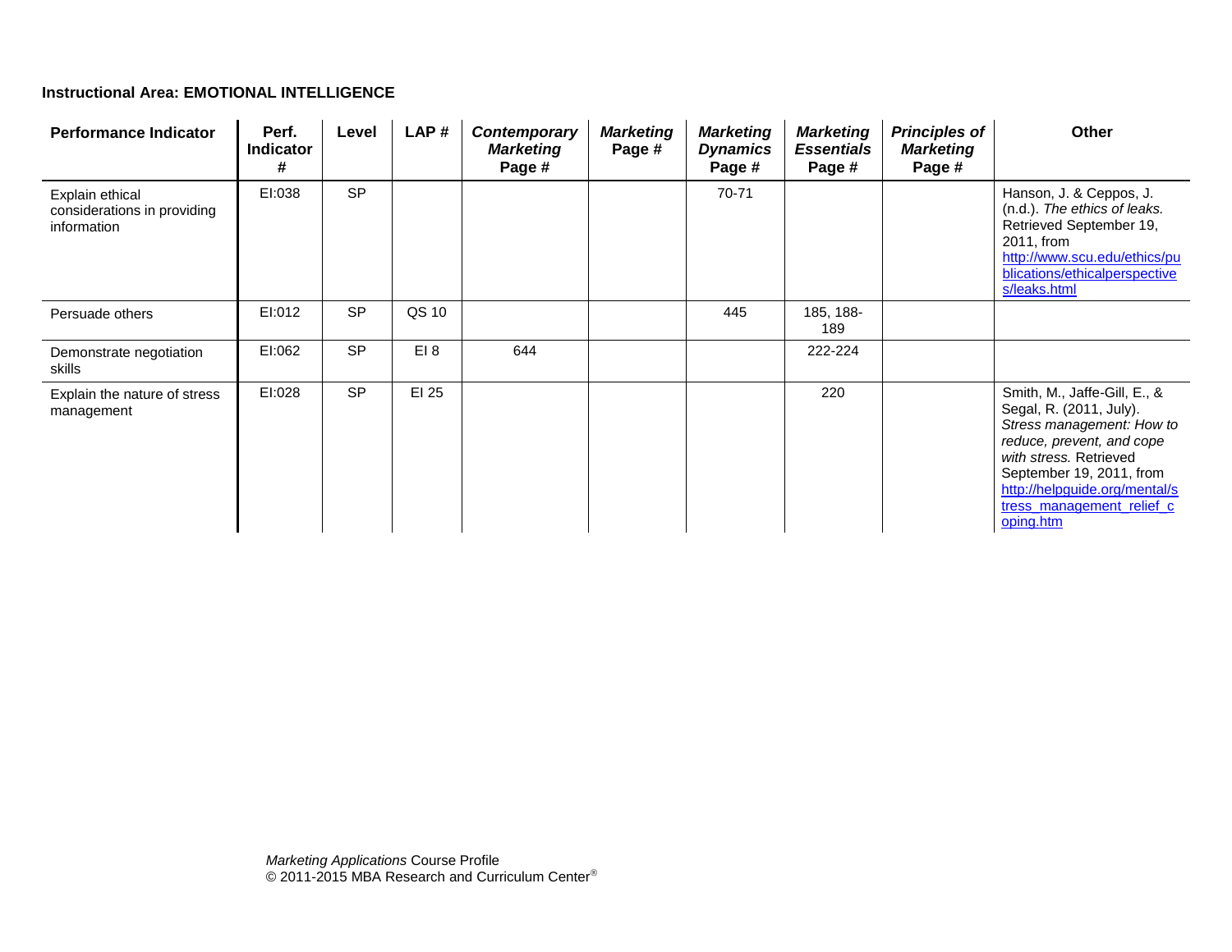**Instructional Area: EMOTIONAL INTELLIGENCE**

| Performance Indicator | Perf. Indicator # | Level | LAP # | *Contemporary Marketing* Page # | *Marketing* Page # | *Marketing Dynamics* Page # | *Marketing Essentials* Page # | *Principles of Marketing* Page # | Other |
|---|---|---|---|---|---|---|---|---|---|
| Explain ethical considerations in providing information | EI:038 | SP | | | | 70-71 | | | Hanson, J. & Ceppos, J. (n.d.). *The ethics of leaks.* Retrieved September 19, 2011, from http://www.scu.edu/ethics/publications/ethicalperspectives/leaks.html |
| Persuade others | EI:012 | SP | QS 10 | | | 445 | 185, 188-189 | | |
| Demonstrate negotiation skills | EI:062 | SP | EI 8 | 644 | | | 222-224 | | |
| Explain the nature of stress management | EI:028 | SP | EI 25 | | | | 220 | | Smith, M., Jaffe-Gill, E., & Segal, R. (2011, July). *Stress management: How to reduce, prevent, and cope with stress.* Retrieved September 19, 2011, from http://helpguide.org/mental/stress_management_relief_coping.htm |

*Marketing Applications* Course Profile
© 2011-2015 MBA Research and Curriculum Center®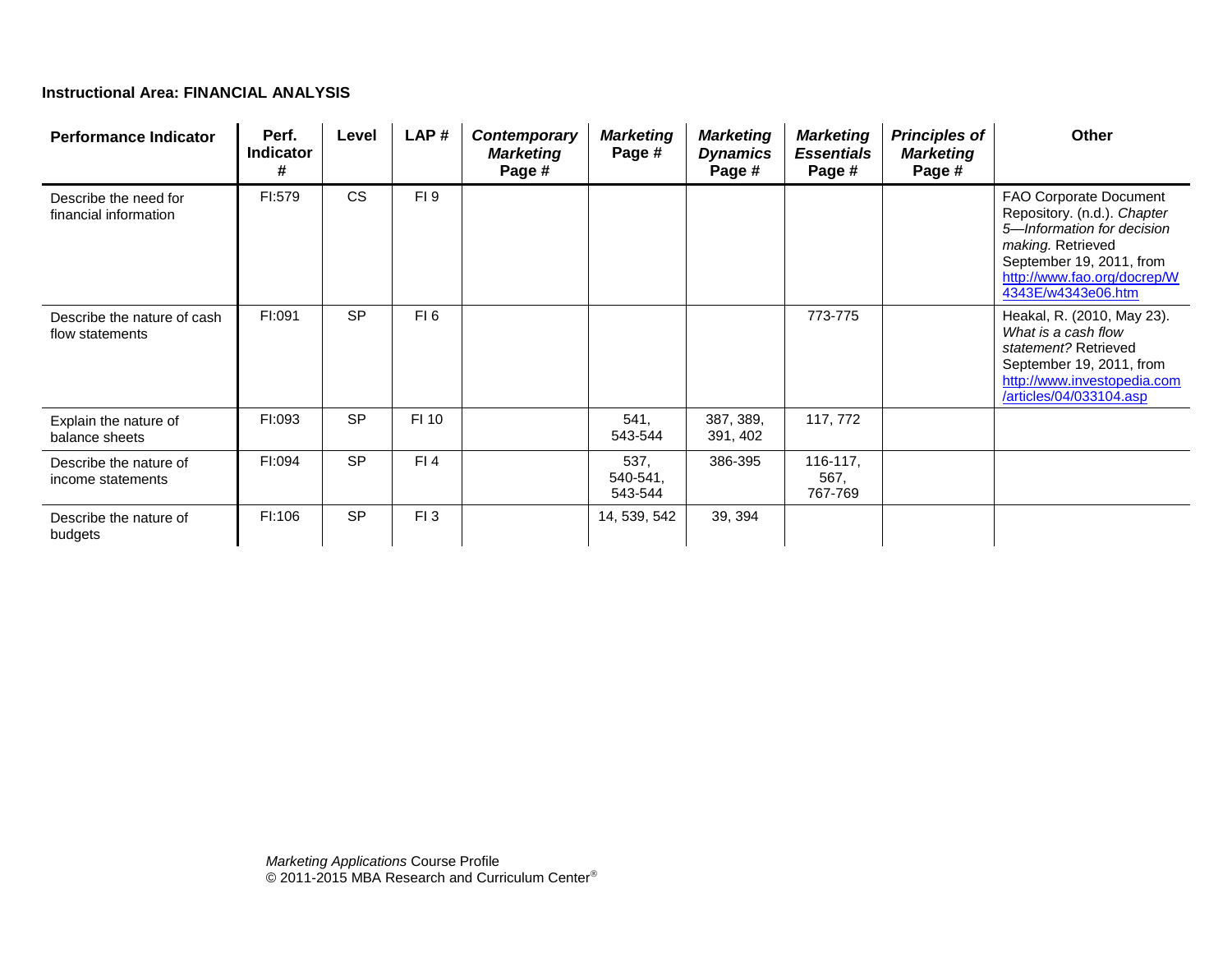**Instructional Area: FINANCIAL ANALYSIS**

| Performance Indicator | Perf. Indicator # | Level | LAP # | *Contemporary Marketing* Page # | *Marketing* Page # | *Marketing Dynamics* Page # | *Marketing Essentials* Page # | *Principles of Marketing* Page # | Other |
|---|---|---|---|---|---|---|---|---|---|
| Describe the need for financial information | FI:579 | CS | FI 9 | | | | | | FAO Corporate Document Repository. (n.d.). *Chapter 5—Information for decision making.* Retrieved September 19, 2011, from http://www.fao.org/docrep/W4343E/w4343e06.htm |
| Describe the nature of cash flow statements | FI:091 | SP | FI 6 | | | | 773-775 | | Heakal, R. (2010, May 23). *What is a cash flow statement?* Retrieved September 19, 2011, from http://www.investopedia.com/articles/04/033104.asp |
| Explain the nature of balance sheets | FI:093 | SP | FI 10 | | 541, 543-544 | 387, 389, 391, 402 | 117, 772 | | |
| Describe the nature of income statements | FI:094 | SP | FI 4 | | 537, 540-541, 543-544 | 386-395 | 116-117, 567, 767-769 | | |
| Describe the nature of budgets | FI:106 | SP | FI 3 | | 14, 539, 542 | 39, 394 | | | |

*Marketing Applications* Course Profile
© 2011-2015 MBA Research and Curriculum Center®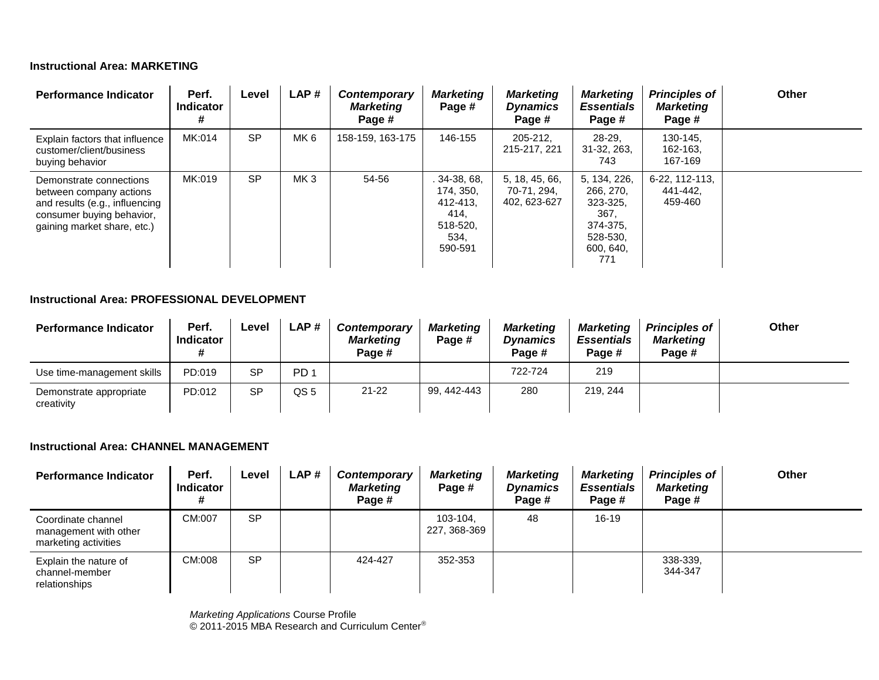**Instructional Area: MARKETING**

| Performance Indicator | Perf. Indicator # | Level | LAP # | *Contemporary Marketing* Page # | *Marketing* Page # | *Marketing Dynamics* Page # | *Marketing Essentials* Page # | *Principles of Marketing* Page # | Other |
|---|---|---|---|---|---|---|---|---|---|
| Explain factors that influence customer/client/business buying behavior | MK:014 | SP | MK 6 | 158-159, 163-175 | 146-155 | 205-212, 215-217, 221 | 28-29, 31-32, 263, 743 | 130-145, 162-163, 167-169 | |
| Demonstrate connections between company actions and results (e.g., influencing consumer buying behavior, gaining market share, etc.) | MK:019 | SP | MK 3 | 54-56 | . 34-38, 68, 174, 350, 412-413, 414, 518-520, 534, 590-591 | 5, 18, 45, 66, 70-71, 294, 402, 623-627 | 5, 134, 226, 266, 270, 323-325, 367, 374-375, 528-530, 600, 640, 771 | 6-22, 112-113, 441-442, 459-460 | |

**Instructional Area: PROFESSIONAL DEVELOPMENT**

| Performance Indicator | Perf. Indicator # | Level | LAP # | *Contemporary Marketing* Page # | *Marketing* Page # | *Marketing Dynamics* Page # | *Marketing Essentials* Page # | *Principles of Marketing* Page # | Other |
|---|---|---|---|---|---|---|---|---|---|
| Use time-management skills | PD:019 | SP | PD 1 | | | 722-724 | 219 | | |
| Demonstrate appropriate creativity | PD:012 | SP | QS 5 | 21-22 | 99, 442-443 | 280 | 219, 244 | | |

**Instructional Area: CHANNEL MANAGEMENT**

| Performance Indicator | Perf. Indicator # | Level | LAP # | *Contemporary Marketing* Page # | *Marketing* Page # | *Marketing Dynamics* Page # | *Marketing Essentials* Page # | *Principles of Marketing* Page # | Other |
|---|---|---|---|---|---|---|---|---|---|
| Coordinate channel management with other marketing activities | CM:007 | SP | | | 103-104, 227, 368-369 | 48 | 16-19 | | |
| Explain the nature of channel-member relationships | CM:008 | SP | | 424-427 | 352-353 | | | 338-339, 344-347 | |

*Marketing Applications* Course Profile
© 2011-2015 MBA Research and Curriculum Center®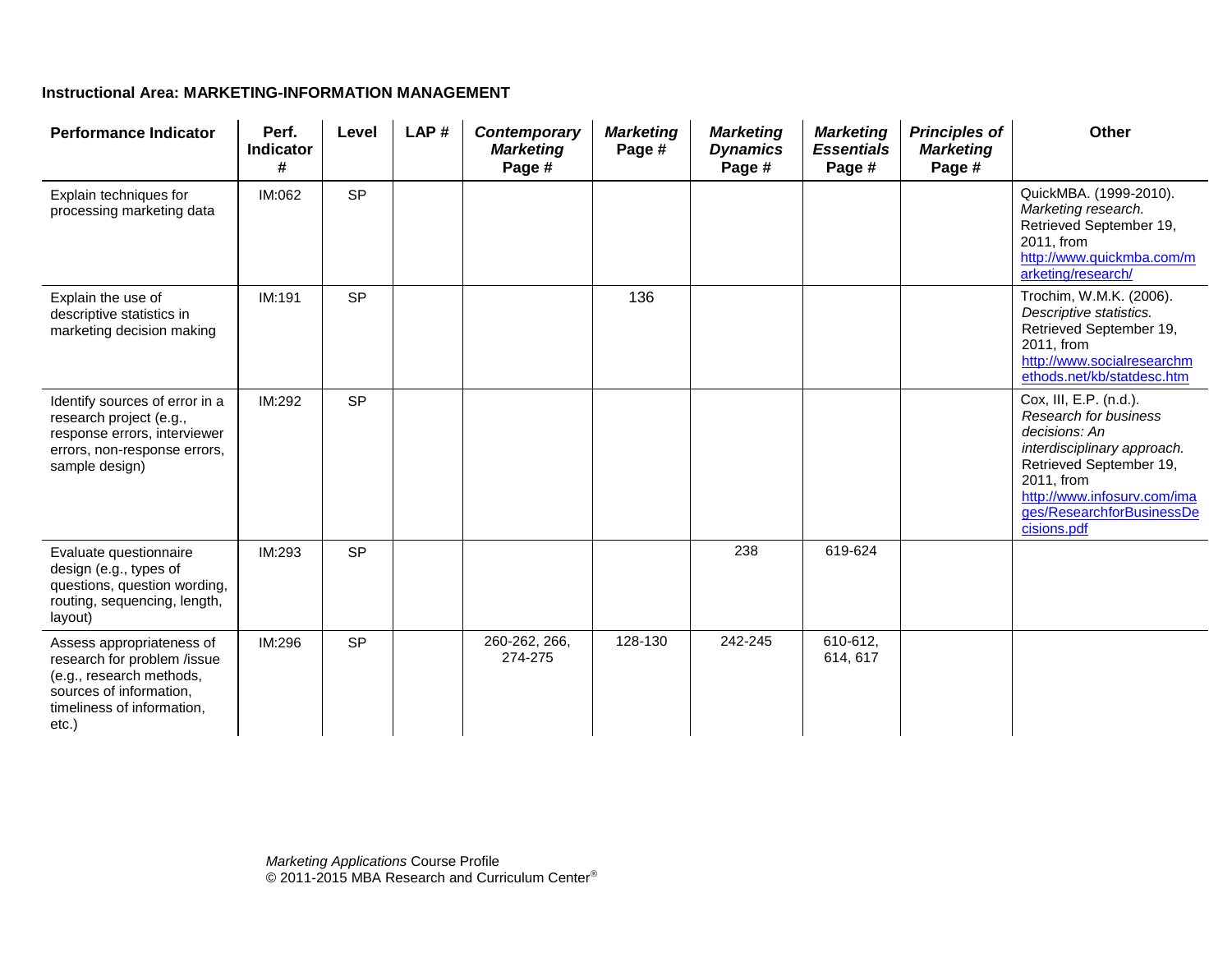**Instructional Area: MARKETING-INFORMATION MANAGEMENT**

| Performance Indicator | Perf. Indicator # | Level | LAP # | *Contemporary Marketing* Page # | *Marketing* Page # | *Marketing Dynamics* Page # | *Marketing Essentials* Page # | *Principles of Marketing* Page # | Other |
|---|---|---|---|---|---|---|---|---|---|
| Explain techniques for processing marketing data | IM:062 | SP | | | | | | | QuickMBA. (1999-2010). *Marketing research.* Retrieved September 19, 2011, from http://www.quickmba.com/marketing/research/ |
| Explain the use of descriptive statistics in marketing decision making | IM:191 | SP | | | 136 | | | | Trochim, W.M.K. (2006). *Descriptive statistics.* Retrieved September 19, 2011, from http://www.socialresearchmethods.net/kb/statdesc.htm |
| Identify sources of error in a research project (e.g., response errors, interviewer errors, non-response errors, sample design) | IM:292 | SP | | | | | | | Cox, III, E.P. (n.d.). *Research for business decisions: An interdisciplinary approach.* Retrieved September 19, 2011, from http://www.infosurv.com/images/ResearchforBusinessDecisions.pdf |
| Evaluate questionnaire design (e.g., types of questions, question wording, routing, sequencing, length, layout) | IM:293 | SP | | | | 238 | 619-624 | | |
| Assess appropriateness of research for problem /issue (e.g., research methods, sources of information, timeliness of information, etc.) | IM:296 | SP | | 260-262, 266, 274-275 | 128-130 | 242-245 | 610-612, 614, 617 | | |

*Marketing Applications* Course Profile
© 2011-2015 MBA Research and Curriculum Center®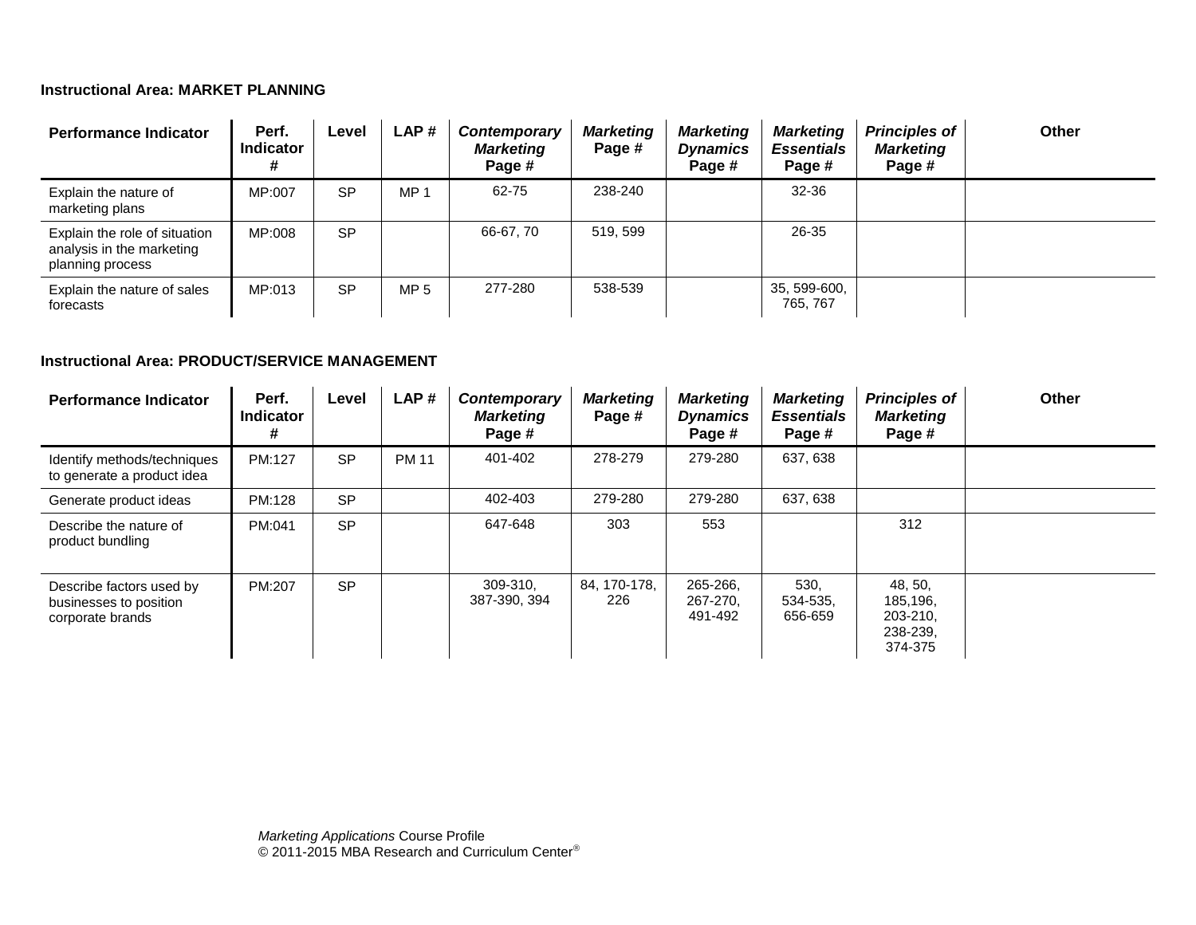**Instructional Area: MARKET PLANNING**

| Performance Indicator | Perf. Indicator # | Level | LAP # | *Contemporary Marketing* Page # | *Marketing* Page # | *Marketing Dynamics* Page # | *Marketing Essentials* Page # | *Principles of Marketing* Page # | Other |
|---|---|---|---|---|---|---|---|---|---|
| Explain the nature of marketing plans | MP:007 | SP | MP 1 | 62-75 | 238-240 | | 32-36 | | |
| Explain the role of situation analysis in the marketing planning process | MP:008 | SP | | 66-67, 70 | 519, 599 | | 26-35 | | |
| Explain the nature of sales forecasts | MP:013 | SP | MP 5 | 277-280 | 538-539 | | 35, 599-600, 765, 767 | | |

**Instructional Area: PRODUCT/SERVICE MANAGEMENT**

| Performance Indicator | Perf. Indicator # | Level | LAP # | *Contemporary Marketing* Page # | *Marketing* Page # | *Marketing Dynamics* Page # | *Marketing Essentials* Page # | *Principles of Marketing* Page # | Other |
|---|---|---|---|---|---|---|---|---|---|
| Identify methods/techniques to generate a product idea | PM:127 | SP | PM 11 | 401-402 | 278-279 | 279-280 | 637, 638 | | |
| Generate product ideas | PM:128 | SP | | 402-403 | 279-280 | 279-280 | 637, 638 | | |
| Describe the nature of product bundling | PM:041 | SP | | 647-648 | 303 | 553 | | 312 | |
| Describe factors used by businesses to position corporate brands | PM:207 | SP | | 309-310, 387-390, 394 | 84, 170-178, 226 | 265-266, 267-270, 491-492 | 530, 534-535, 656-659 | 48, 50, 185,196, 203-210, 238-239, 374-375 | |

*Marketing Applications* Course Profile
© 2011-2015 MBA Research and Curriculum Center®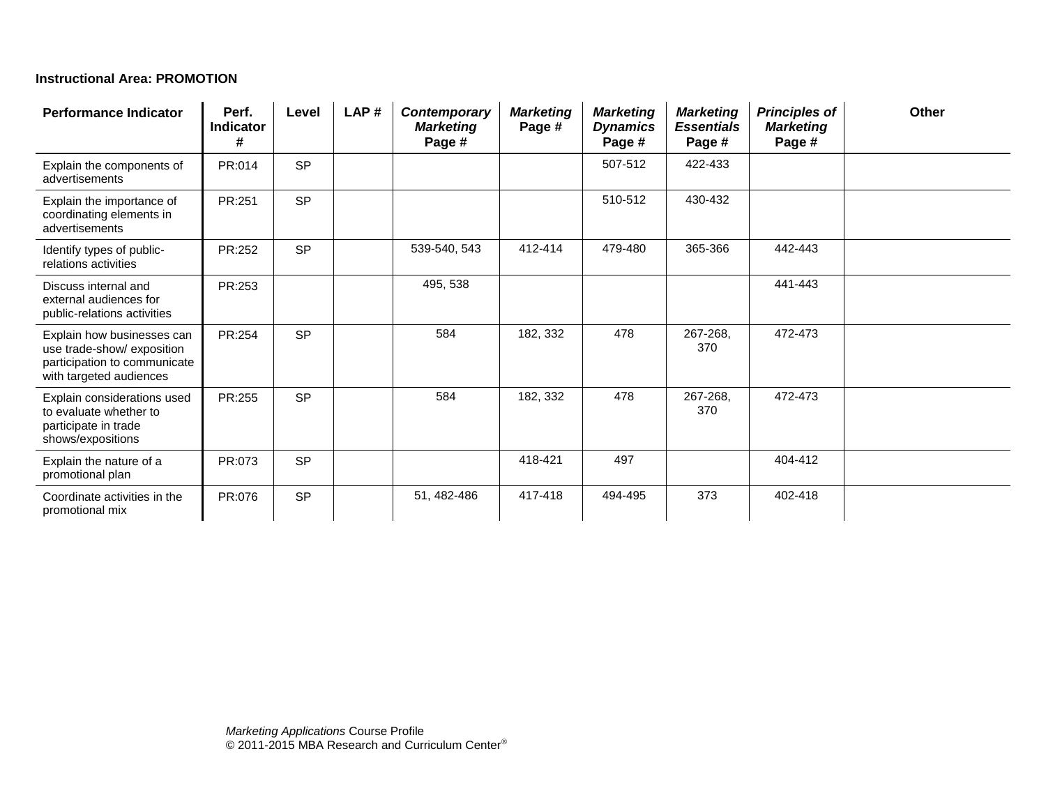**Instructional Area: PROMOTION**

| Performance Indicator | Perf. Indicator # | Level | LAP # | *Contemporary Marketing* Page # | *Marketing* Page # | *Marketing Dynamics* Page # | *Marketing Essentials* Page # | *Principles of Marketing* Page # | Other |
|---|---|---|---|---|---|---|---|---|---|
| Explain the components of advertisements | PR:014 | SP | | | | 507-512 | 422-433 | | |
| Explain the importance of coordinating elements in advertisements | PR:251 | SP | | | | 510-512 | 430-432 | | |
| Identify types of public-relations activities | PR:252 | SP | | 539-540, 543 | 412-414 | 479-480 | 365-366 | 442-443 | |
| Discuss internal and external audiences for public-relations activities | PR:253 | | | 495, 538 | | | | 441-443 | |
| Explain how businesses can use trade-show/ exposition participation to communicate with targeted audiences | PR:254 | SP | | 584 | 182, 332 | 478 | 267-268, 370 | 472-473 | |
| Explain considerations used to evaluate whether to participate in trade shows/expositions | PR:255 | SP | | 584 | 182, 332 | 478 | 267-268, 370 | 472-473 | |
| Explain the nature of a promotional plan | PR:073 | SP | | | 418-421 | 497 | | 404-412 | |
| Coordinate activities in the promotional mix | PR:076 | SP | | 51, 482-486 | 417-418 | 494-495 | 373 | 402-418 | |

*Marketing Applications* Course Profile
© 2011-2015 MBA Research and Curriculum Center®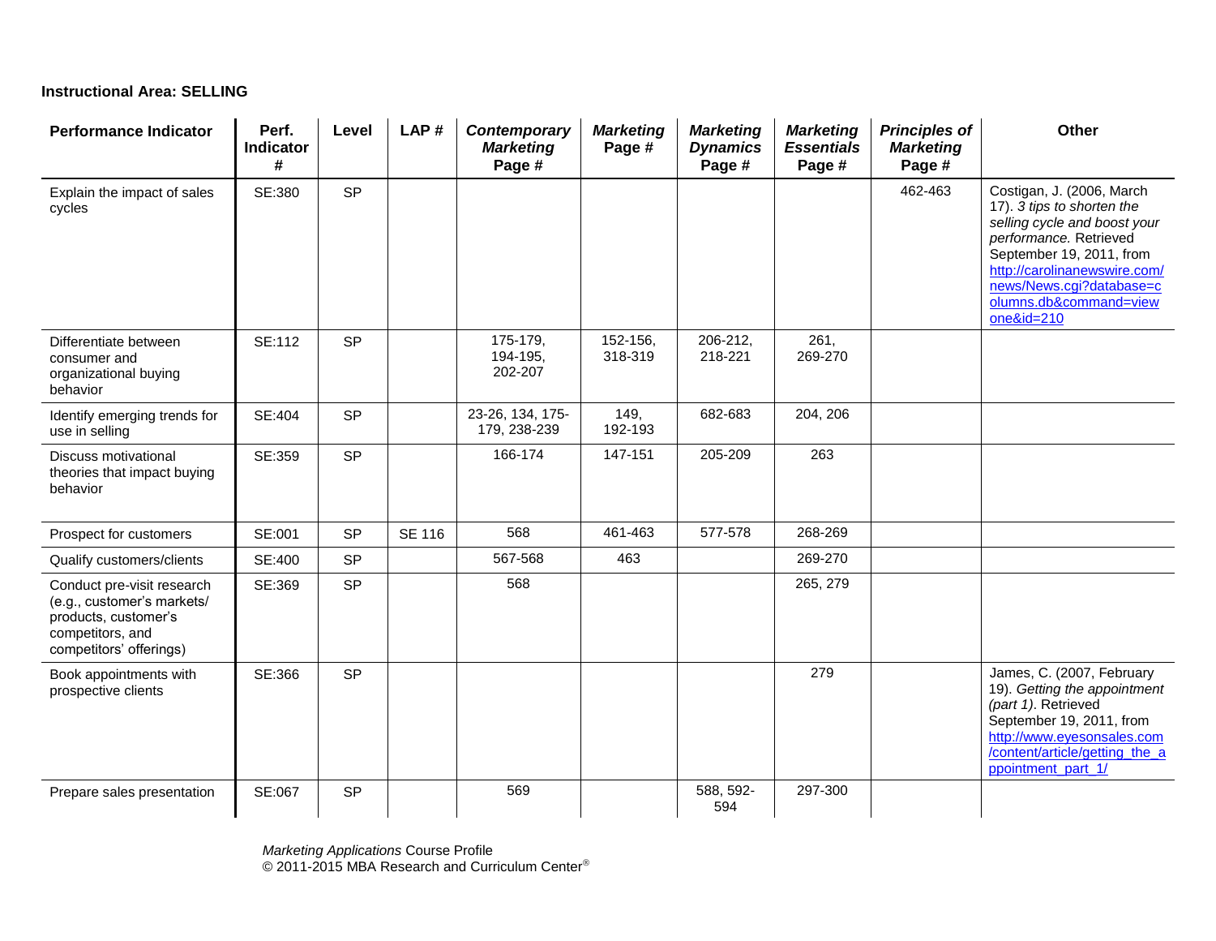**Instructional Area: SELLING**

| Performance Indicator | Perf. Indicator # | Level | LAP # | *Contemporary Marketing* Page # | *Marketing* Page # | *Marketing Dynamics* Page # | *Marketing Essentials* Page # | *Principles of Marketing* Page # | Other |
|---|---|---|---|---|---|---|---|---|---|
| Explain the impact of sales cycles | SE:380 | SP | | | | | | 462-463 | Costigan, J. (2006, March 17). *3 tips to shorten the selling cycle and boost your performance.* Retrieved September 19, 2011, from http://carolinanewswire.com/news/News.cgi?database=columns.db&command=viewone&id=210 |
| Differentiate between consumer and organizational buying behavior | SE:112 | SP | | 175-179, 194-195, 202-207 | 152-156, 318-319 | 206-212, 218-221 | 261, 269-270 | | |
| Identify emerging trends for use in selling | SE:404 | SP | | 23-26, 134, 175-179, 238-239 | 149, 192-193 | 682-683 | 204, 206 | | |
| Discuss motivational theories that impact buying behavior | SE:359 | SP | | 166-174 | 147-151 | 205-209 | 263 | | |
| Prospect for customers | SE:001 | SP | SE 116 | 568 | 461-463 | 577-578 | 268-269 | | |
| Qualify customers/clients | SE:400 | SP | | 567-568 | 463 | | 269-270 | | |
| Conduct pre-visit research (e.g., customer's markets/ products, customer's competitors, and competitors' offerings) | SE:369 | SP | | 568 | | | 265, 279 | | |
| Book appointments with prospective clients | SE:366 | SP | | | | | 279 | | James, C. (2007, February 19). *Getting the appointment (part 1).* Retrieved September 19, 2011, from http://www.eyesonsales.com/content/article/getting_the_appointment_part_1/ |
| Prepare sales presentation | SE:067 | SP | | 569 | | 588, 592-594 | 297-300 | | |

*Marketing Applications* Course Profile
© 2011-2015 MBA Research and Curriculum Center®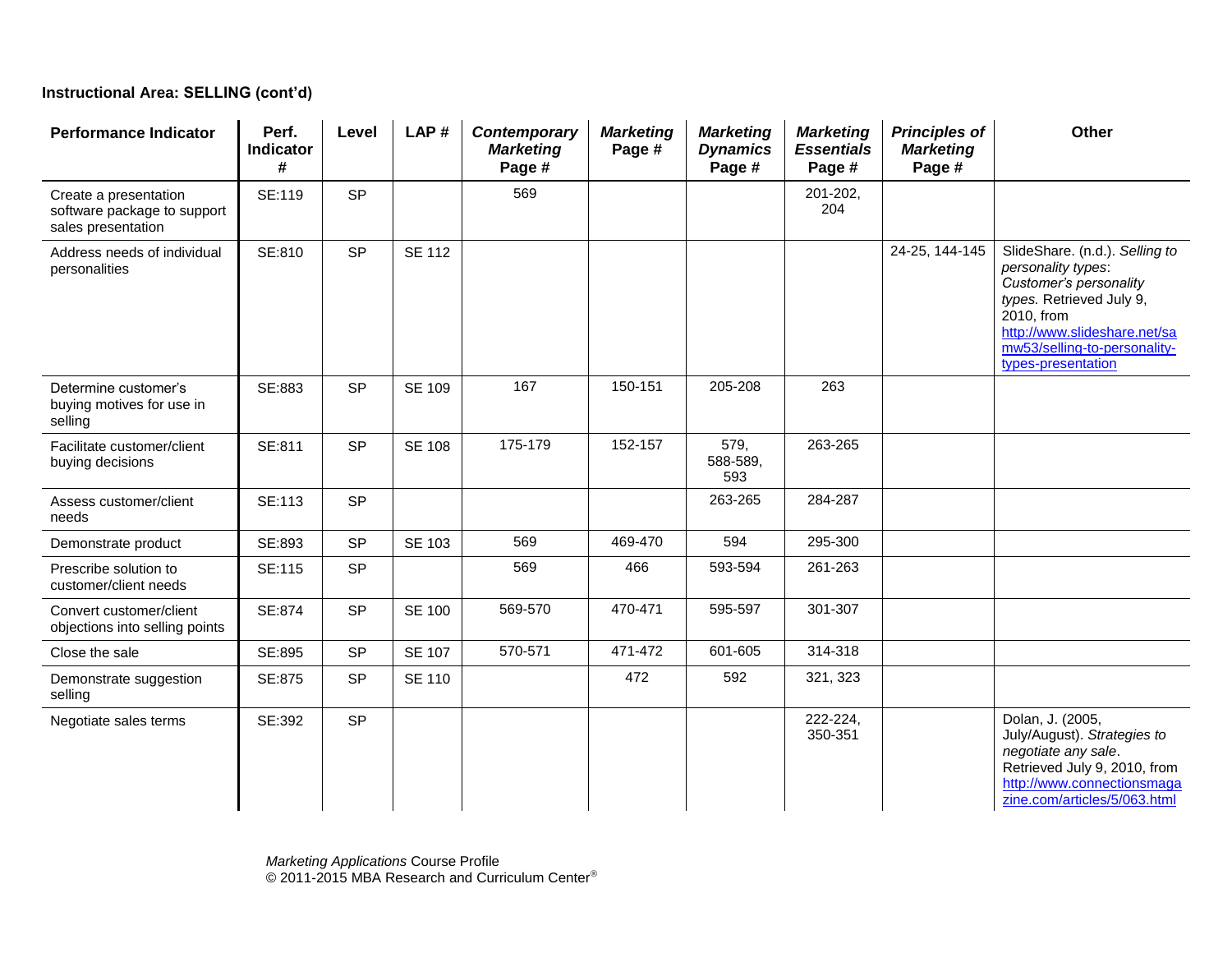**Instructional Area: SELLING (cont'd)**

| Performance Indicator | Perf. Indicator # | Level | LAP # | *Contemporary Marketing* Page # | *Marketing* Page # | *Marketing Dynamics* Page # | *Marketing Essentials* Page # | *Principles of Marketing* Page # | Other |
|---|---|---|---|---|---|---|---|---|---|
| Create a presentation software package to support sales presentation | SE:119 | SP | | 569 | | | 201-202, 204 | | |
| Address needs of individual personalities | SE:810 | SP | SE 112 | | | | | 24-25, 144-145 | SlideShare. (n.d.). *Selling to personality types*: *Customer's personality types.* Retrieved July 9, 2010, from http://www.slideshare.net/samw53/selling-to-personality-types-presentation |
| Determine customer's buying motives for use in selling | SE:883 | SP | SE 109 | 167 | 150-151 | 205-208 | 263 | | |
| Facilitate customer/client buying decisions | SE:811 | SP | SE 108 | 175-179 | 152-157 | 579, 588-589, 593 | 263-265 | | |
| Assess customer/client needs | SE:113 | SP | | | | 263-265 | 284-287 | | |
| Demonstrate product | SE:893 | SP | SE 103 | 569 | 469-470 | 594 | 295-300 | | |
| Prescribe solution to customer/client needs | SE:115 | SP | | 569 | 466 | 593-594 | 261-263 | | |
| Convert customer/client objections into selling points | SE:874 | SP | SE 100 | 569-570 | 470-471 | 595-597 | 301-307 | | |
| Close the sale | SE:895 | SP | SE 107 | 570-571 | 471-472 | 601-605 | 314-318 | | |
| Demonstrate suggestion selling | SE:875 | SP | SE 110 | | 472 | 592 | 321, 323 | | |
| Negotiate sales terms | SE:392 | SP | | | | | 222-224, 350-351 | | Dolan, J. (2005, July/August). *Strategies to negotiate any sale*. Retrieved July 9, 2010, from http://www.connectionsmagazine.com/articles/5/063.html |

*Marketing Applications* Course Profile
© 2011-2015 MBA Research and Curriculum Center®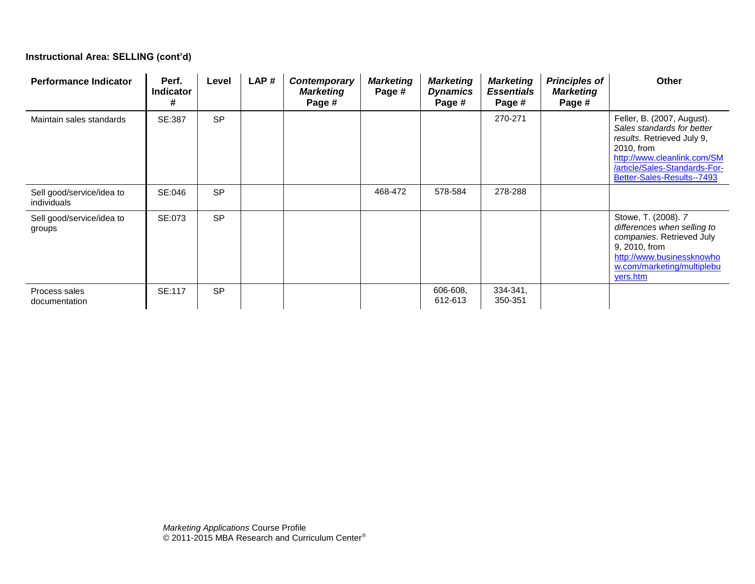**Instructional Area: SELLING (cont'd)**

| Performance Indicator | Perf. Indicator # | Level | LAP # | *Contemporary Marketing* Page # | *Marketing* Page # | *Marketing Dynamics* Page # | *Marketing Essentials* Page # | *Principles of Marketing* Page # | Other |
|---|---|---|---|---|---|---|---|---|---|
| Maintain sales standards | SE:387 | SP | | | | | 270-271 | | Feller, B. (2007, August). *Sales standards for better results.* Retrieved July 9, 2010, from http://www.cleanlink.com/SM/article/Sales-Standards-For-Better-Sales-Results--7493 |
| Sell good/service/idea to individuals | SE:046 | SP | | | 468-472 | 578-584 | 278-288 | | |
| Sell good/service/idea to groups | SE:073 | SP | | | | | | | Stowe, T. (2008). *7 differences when selling to companies*. Retrieved July 9, 2010, from http://www.businessknowhow.com/marketing/multiplebuyers.htm |
| Process sales documentation | SE:117 | SP | | | | 606-608, 612-613 | 334-341, 350-351 | | |

*Marketing Applications* Course Profile
© 2011-2015 MBA Research and Curriculum Center®